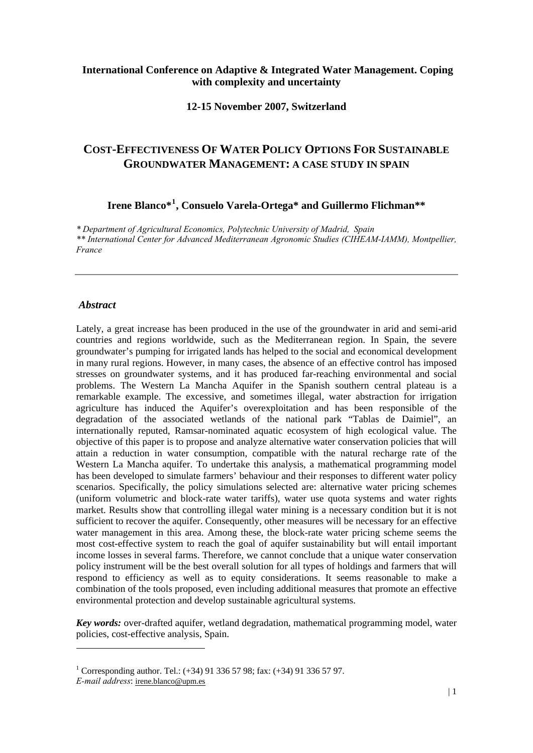**International Conference on Adaptive & Integrated Water Management. Coping with complexity and uncertainty**

**12-15 November 2007, Switzerland**

# COST-EFFECTIVENESS OF WATER POLICY OPTIONS FOR SUSTAINABLE GROUNDWATER MANAGEMENT: A CASE STUDY IN SPAIN

**Irene Blanco*[1], Consuelo Varela-Ortega* and Guillermo Flichman****

*\* Department of Agricultural Economics, Polytechnic University of Madrid, Spain*
*\*\* International Center for Advanced Mediterranean Agronomic Studies (CIHEAM-IAMM), Montpellier, France*

---

## *Abstract*

Lately, a great increase has been produced in the use of the groundwater in arid and semi-arid countries and regions worldwide, such as the Mediterranean region. In Spain, the severe groundwater's pumping for irrigated lands has helped to the social and economical development in many rural regions. However, in many cases, the absence of an effective control has imposed stresses on groundwater systems, and it has produced far-reaching environmental and social problems. The Western La Mancha Aquifer in the Spanish southern central plateau is a remarkable example. The excessive, and sometimes illegal, water abstraction for irrigation agriculture has induced the Aquifer's overexploitation and has been responsible of the degradation of the associated wetlands of the national park "Tablas de Daimiel", an internationally reputed, Ramsar-nominated aquatic ecosystem of high ecological value. The objective of this paper is to propose and analyze alternative water conservation policies that will attain a reduction in water consumption, compatible with the natural recharge rate of the Western La Mancha aquifer. To undertake this analysis, a mathematical programming model has been developed to simulate farmers' behaviour and their responses to different water policy scenarios. Specifically, the policy simulations selected are: alternative water pricing schemes (uniform volumetric and block-rate water tariffs), water use quota systems and water rights market. Results show that controlling illegal water mining is a necessary condition but it is not sufficient to recover the aquifer. Consequently, other measures will be necessary for an effective water management in this area. Among these, the block-rate water pricing scheme seems the most cost-effective system to reach the goal of aquifer sustainability but will entail important income losses in several farms. Therefore, we cannot conclude that a unique water conservation policy instrument will be the best overall solution for all types of holdings and farmers that will respond to efficiency as well as to equity considerations. It seems reasonable to make a combination of the tools proposed, even including additional measures that promote an effective environmental protection and develop sustainable agricultural systems.

***Key words:*** over-drafted aquifer, wetland degradation, mathematical programming model, water policies, cost-effective analysis, Spain.

---

[1] Corresponding author. Tel.: (+34) 91 336 57 98; fax: (+34) 91 336 57 97.
*E-mail address*: irene.blanco@upm.es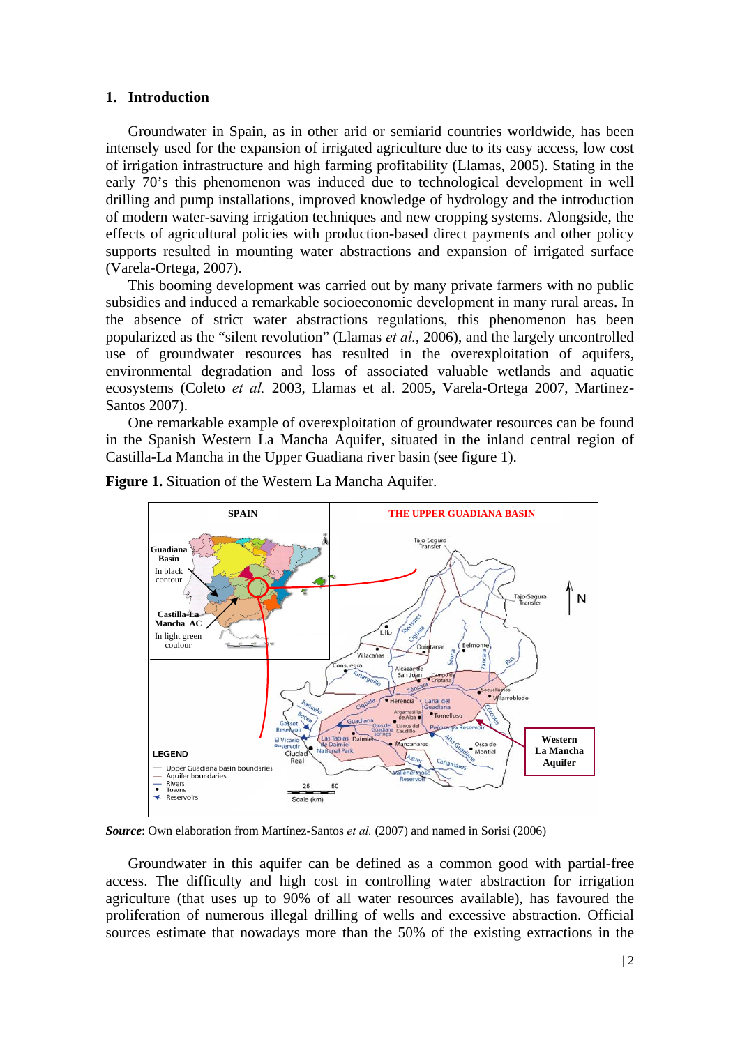## 1. Introduction

Groundwater in Spain, as in other arid or semiarid countries worldwide, has been intensely used for the expansion of irrigated agriculture due to its easy access, low cost of irrigation infrastructure and high farming profitability (Llamas, 2005). Stating in the early 70's this phenomenon was induced due to technological development in well drilling and pump installations, improved knowledge of hydrology and the introduction of modern water-saving irrigation techniques and new cropping systems. Alongside, the effects of agricultural policies with production-based direct payments and other policy supports resulted in mounting water abstractions and expansion of irrigated surface (Varela-Ortega, 2007).

This booming development was carried out by many private farmers with no public subsidies and induced a remarkable socioeconomic development in many rural areas. In the absence of strict water abstractions regulations, this phenomenon has been popularized as the "silent revolution" (Llamas *et al.*, 2006), and the largely uncontrolled use of groundwater resources has resulted in the overexploitation of aquifers, environmental degradation and loss of associated valuable wetlands and aquatic ecosystems (Coleto *et al.* 2003, Llamas et al. 2005, Varela-Ortega 2007, Martinez-Santos 2007).

One remarkable example of overexploitation of groundwater resources can be found in the Spanish Western La Mancha Aquifer, situated in the inland central region of Castilla-La Mancha in the Upper Guadiana river basin (see figure 1).

**Figure 1.** Situation of the Western La Mancha Aquifer.

***Source***: Own elaboration from Martínez-Santos *et al.* (2007) and named in Sorisi (2006)

Groundwater in this aquifer can be defined as a common good with partial-free access. The difficulty and high cost in controlling water abstraction for irrigation agriculture (that uses up to 90% of all water resources available), has favoured the proliferation of numerous illegal drilling of wells and excessive abstraction. Official sources estimate that nowadays more than the 50% of the existing extractions in the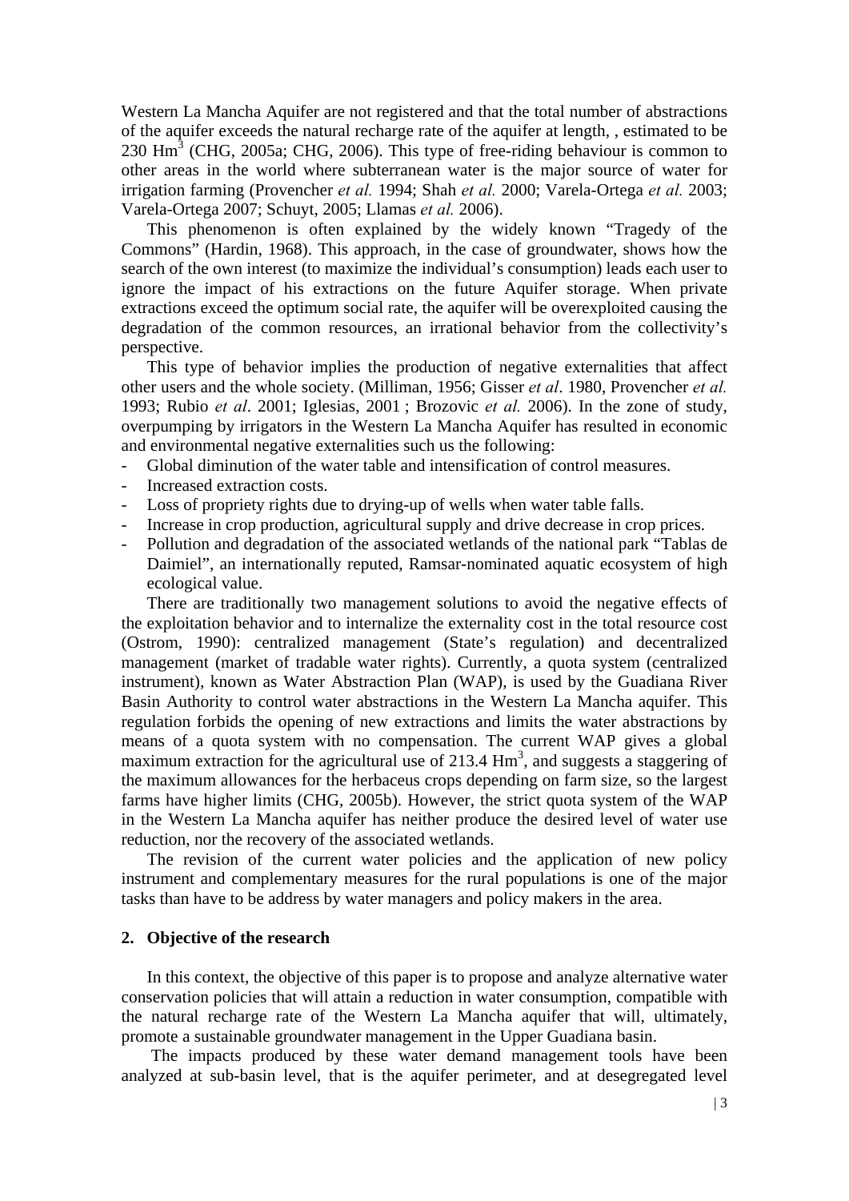Western La Mancha Aquifer are not registered and that the total number of abstractions of the aquifer exceeds the natural recharge rate of the aquifer at length, , estimated to be 230 $Hm^3$ (CHG, 2005a; CHG, 2006). This type of free-riding behaviour is common to other areas in the world where subterranean water is the major source of water for irrigation farming (Provencher *et al.* 1994; Shah *et al.* 2000; Varela-Ortega *et al.* 2003; Varela-Ortega 2007; Schuyt, 2005; Llamas *et al.* 2006).

This phenomenon is often explained by the widely known "Tragedy of the Commons" (Hardin, 1968). This approach, in the case of groundwater, shows how the search of the own interest (to maximize the individual's consumption) leads each user to ignore the impact of his extractions on the future Aquifer storage. When private extractions exceed the optimum social rate, the aquifer will be overexploited causing the degradation of the common resources, an irrational behavior from the collectivity's perspective.

This type of behavior implies the production of negative externalities that affect other users and the whole society. (Milliman, 1956; Gisser *et al*. 1980, Provencher *et al.* 1993; Rubio *et al*. 2001; Iglesias, 2001 ; Brozovic *et al.* 2006). In the zone of study, overpumping by irrigators in the Western La Mancha Aquifer has resulted in economic and environmental negative externalities such us the following:

- Global diminution of the water table and intensification of control measures.
- Increased extraction costs.
- Loss of propriety rights due to drying-up of wells when water table falls.
- Increase in crop production, agricultural supply and drive decrease in crop prices.
- Pollution and degradation of the associated wetlands of the national park "Tablas de Daimiel", an internationally reputed, Ramsar-nominated aquatic ecosystem of high ecological value.

There are traditionally two management solutions to avoid the negative effects of the exploitation behavior and to internalize the externality cost in the total resource cost (Ostrom, 1990): centralized management (State's regulation) and decentralized management (market of tradable water rights). Currently, a quota system (centralized instrument), known as Water Abstraction Plan (WAP), is used by the Guadiana River Basin Authority to control water abstractions in the Western La Mancha aquifer. This regulation forbids the opening of new extractions and limits the water abstractions by means of a quota system with no compensation. The current WAP gives a global maximum extraction for the agricultural use of 213.4 $Hm^3$, and suggests a staggering of the maximum allowances for the herbaceus crops depending on farm size, so the largest farms have higher limits (CHG, 2005b). However, the strict quota system of the WAP in the Western La Mancha aquifer has neither produce the desired level of water use reduction, nor the recovery of the associated wetlands.

The revision of the current water policies and the application of new policy instrument and complementary measures for the rural populations is one of the major tasks than have to be address by water managers and policy makers in the area.

## 2. Objective of the research

In this context, the objective of this paper is to propose and analyze alternative water conservation policies that will attain a reduction in water consumption, compatible with the natural recharge rate of the Western La Mancha aquifer that will, ultimately, promote a sustainable groundwater management in the Upper Guadiana basin.

The impacts produced by these water demand management tools have been analyzed at sub-basin level, that is the aquifer perimeter, and at desegregated level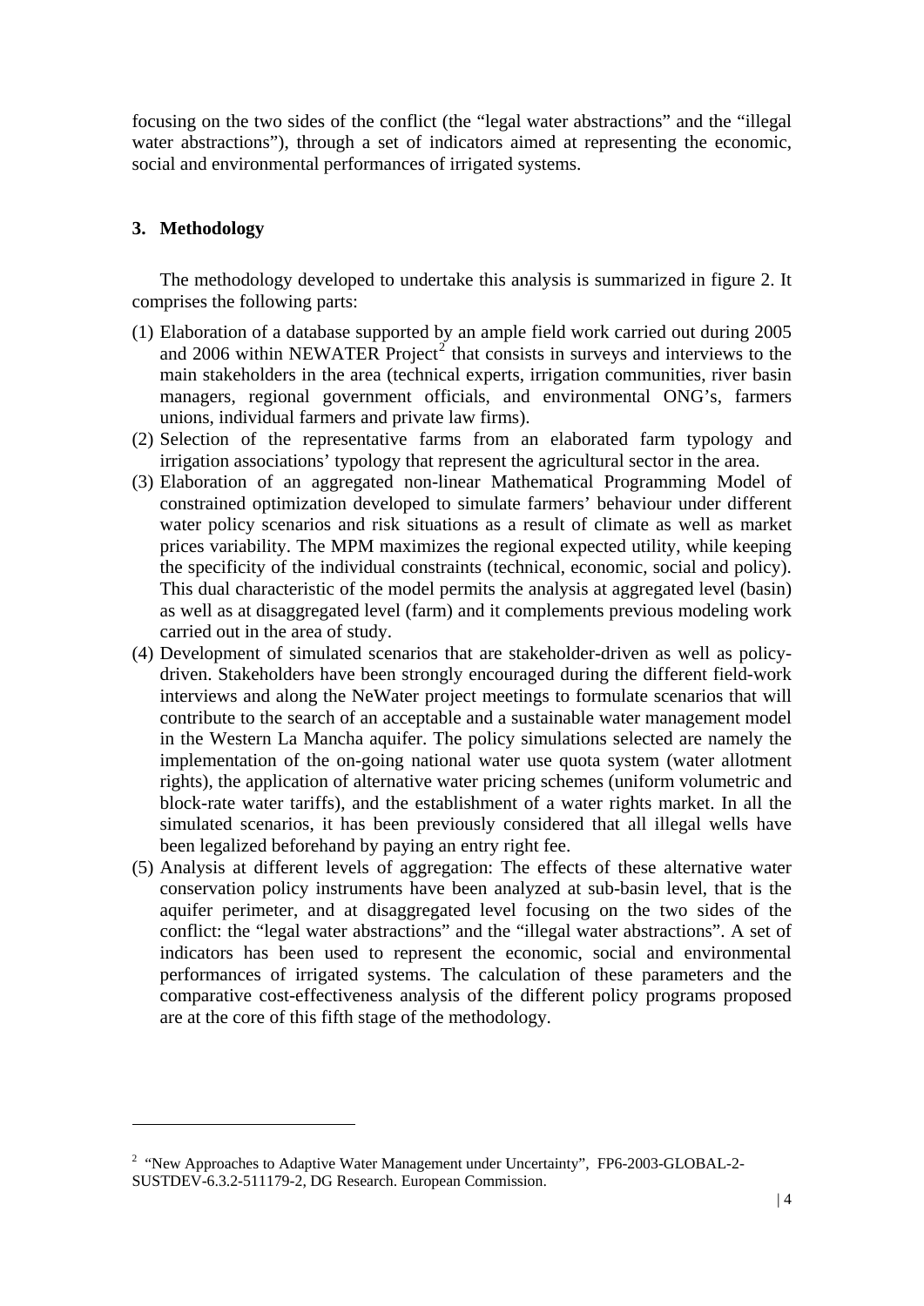focusing on the two sides of the conflict (the "legal water abstractions" and the "illegal water abstractions"), through a set of indicators aimed at representing the economic, social and environmental performances of irrigated systems.

## 3. Methodology

The methodology developed to undertake this analysis is summarized in figure 2. It comprises the following parts:

(1) Elaboration of a database supported by an ample field work carried out during 2005 and 2006 within NEWATER Project[2] that consists in surveys and interviews to the main stakeholders in the area (technical experts, irrigation communities, river basin managers, regional government officials, and environmental ONG's, farmers unions, individual farmers and private law firms).

(2) Selection of the representative farms from an elaborated farm typology and irrigation associations' typology that represent the agricultural sector in the area.

(3) Elaboration of an aggregated non-linear Mathematical Programming Model of constrained optimization developed to simulate farmers' behaviour under different water policy scenarios and risk situations as a result of climate as well as market prices variability. The MPM maximizes the regional expected utility, while keeping the specificity of the individual constraints (technical, economic, social and policy). This dual characteristic of the model permits the analysis at aggregated level (basin) as well as at disaggregated level (farm) and it complements previous modeling work carried out in the area of study.

(4) Development of simulated scenarios that are stakeholder-driven as well as policy-driven. Stakeholders have been strongly encouraged during the different field-work interviews and along the NeWater project meetings to formulate scenarios that will contribute to the search of an acceptable and a sustainable water management model in the Western La Mancha aquifer. The policy simulations selected are namely the implementation of the on-going national water use quota system (water allotment rights), the application of alternative water pricing schemes (uniform volumetric and block-rate water tariffs), and the establishment of a water rights market. In all the simulated scenarios, it has been previously considered that all illegal wells have been legalized beforehand by paying an entry right fee.

(5) Analysis at different levels of aggregation: The effects of these alternative water conservation policy instruments have been analyzed at sub-basin level, that is the aquifer perimeter, and at disaggregated level focusing on the two sides of the conflict: the "legal water abstractions" and the "illegal water abstractions". A set of indicators has been used to represent the economic, social and environmental performances of irrigated systems. The calculation of these parameters and the comparative cost-effectiveness analysis of the different policy programs proposed are at the core of this fifth stage of the methodology.

---

[2] "New Approaches to Adaptive Water Management under Uncertainty", FP6-2003-GLOBAL-2-SUSTDEV-6.3.2-511179-2, DG Research. European Commission.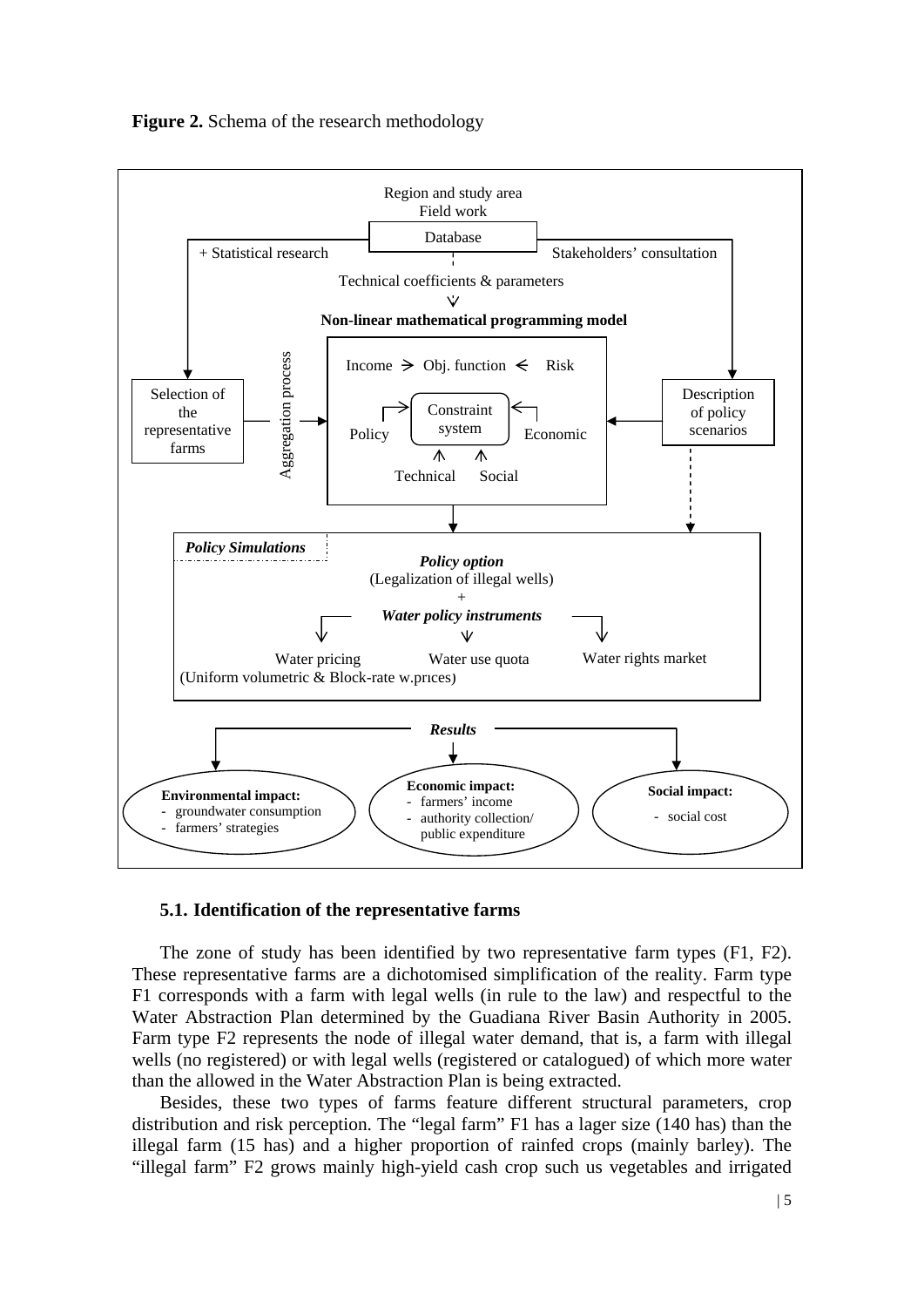**Figure 2.** Schema of the research methodology

Region and study area
Field work

Database

+ Statistical research

Stakeholders' consultation

Technical coefficients & parameters

**Non-linear mathematical programming model**

Income → Obj. function ← Risk

Selection of the representative farms

Aggregation process

Constraint system

Policy

Economic

Technical

Social

Description of policy scenarios

*Policy Simulations*

*Policy option*
(Legalization of illegal wells)
+
*Water policy instruments*

Water pricing (Uniform volumetric & Block-rate w.prices)

Water use quota

Water rights market

*Results*

**Environmental impact:**
- groundwater consumption
- farmers' strategies

**Economic impact:**
- farmers' income
- authority collection/ public expenditure

**Social impact:**
- social cost

### 5.1. Identification of the representative farms

The zone of study has been identified by two representative farm types (F1, F2). These representative farms are a dichotomised simplification of the reality. Farm type F1 corresponds with a farm with legal wells (in rule to the law) and respectful to the Water Abstraction Plan determined by the Guadiana River Basin Authority in 2005. Farm type F2 represents the node of illegal water demand, that is, a farm with illegal wells (no registered) or with legal wells (registered or catalogued) of which more water than the allowed in the Water Abstraction Plan is being extracted.

Besides, these two types of farms feature different structural parameters, crop distribution and risk perception. The "legal farm" F1 has a lager size (140 has) than the illegal farm (15 has) and a higher proportion of rainfed crops (mainly barley). The "illegal farm" F2 grows mainly high-yield cash crop such us vegetables and irrigated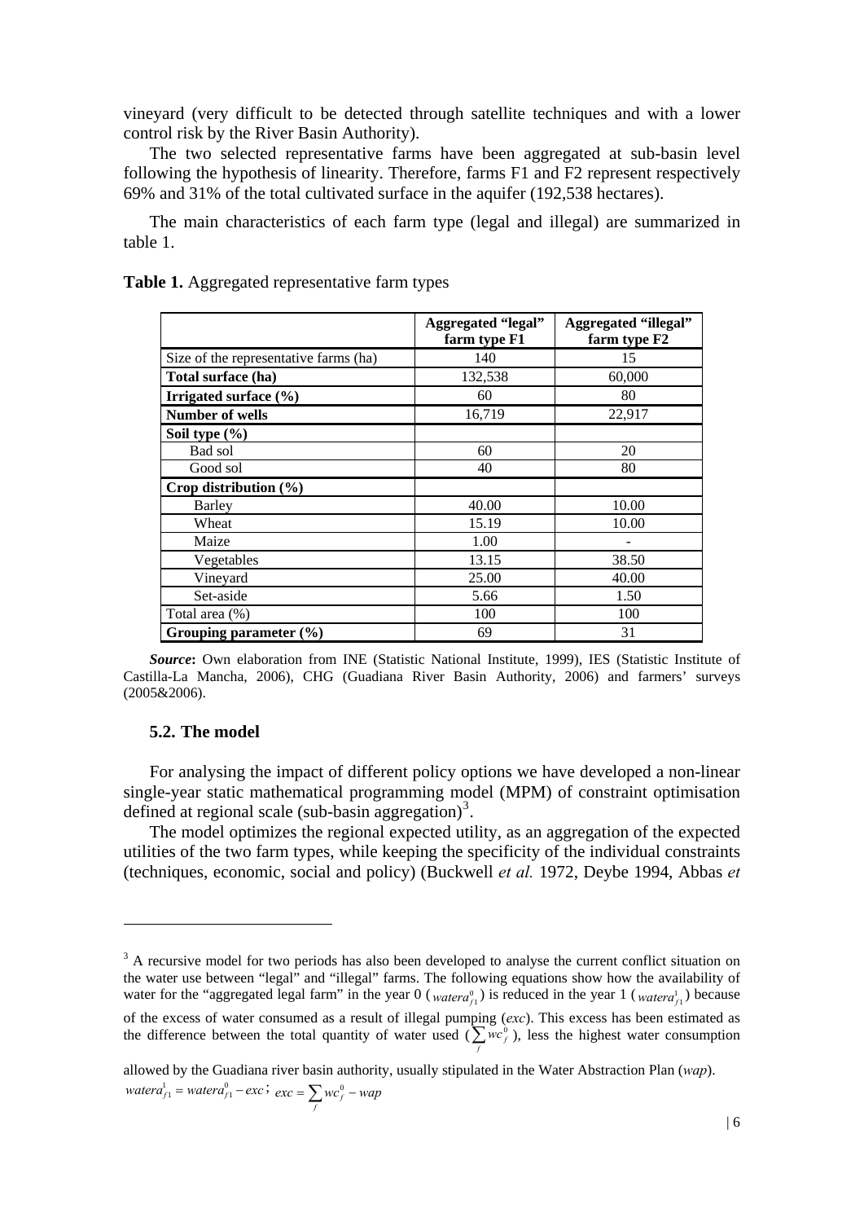vineyard (very difficult to be detected through satellite techniques and with a lower control risk by the River Basin Authority).

The two selected representative farms have been aggregated at sub-basin level following the hypothesis of linearity. Therefore, farms F1 and F2 represent respectively 69% and 31% of the total cultivated surface in the aquifer (192,538 hectares).

The main characteristics of each farm type (legal and illegal) are summarized in table 1.

**Table 1.** Aggregated representative farm types

| | **Aggregated "legal" farm type F1** | **Aggregated "illegal" farm type F2** |
|---|---|---|
| Size of the representative farms (ha) | 140 | 15 |
| **Total surface (ha)** | 132,538 | 60,000 |
| **Irrigated surface (%)** | 60 | 80 |
| **Number of wells** | 16,719 | 22,917 |
| **Soil type (%)** | | |
| Bad sol | 60 | 20 |
| Good sol | 40 | 80 |
| **Crop distribution (%)** | | |
| Barley | 40.00 | 10.00 |
| Wheat | 15.19 | 10.00 |
| Maize | 1.00 | - |
| Vegetables | 13.15 | 38.50 |
| Vineyard | 25.00 | 40.00 |
| Set-aside | 5.66 | 1.50 |
| Total area (%) | 100 | 100 |
| **Grouping parameter (%)** | 69 | 31 |

***Source*:** Own elaboration from INE (Statistic National Institute, 1999), IES (Statistic Institute of Castilla-La Mancha, 2006), CHG (Guadiana River Basin Authority, 2006) and farmers' surveys (2005&2006).

### 5.2. The model

For analysing the impact of different policy options we have developed a non-linear single-year static mathematical programming model (MPM) of constraint optimisation defined at regional scale (sub-basin aggregation)[3].

The model optimizes the regional expected utility, as an aggregation of the expected utilities of the two farm types, while keeping the specificity of the individual constraints (techniques, economic, social and policy) (Buckwell *et al.* 1972, Deybe 1994, Abbas *et*

[3] A recursive model for two periods has also been developed to analyse the current conflict situation on the water use between "legal" and "illegal" farms. The following equations show how the availability of water for the "aggregated legal farm" in the year 0 ($watera_{f1}^{0}$) is reduced in the year 1 ($watera_{f1}^{1}$) because of the excess of water consumed as a result of illegal pumping (*exc*). This excess has been estimated as the difference between the total quantity of water used ($\sum_{f} wc_{f}^{0}$), less the highest water consumption allowed by the Guadiana river basin authority, usually stipulated in the Water Abstraction Plan (*wap*).

$watera_{f1}^{1} = watera_{f1}^{0} - exc$; $exc = \sum_{f} wc_{f}^{0} - wap$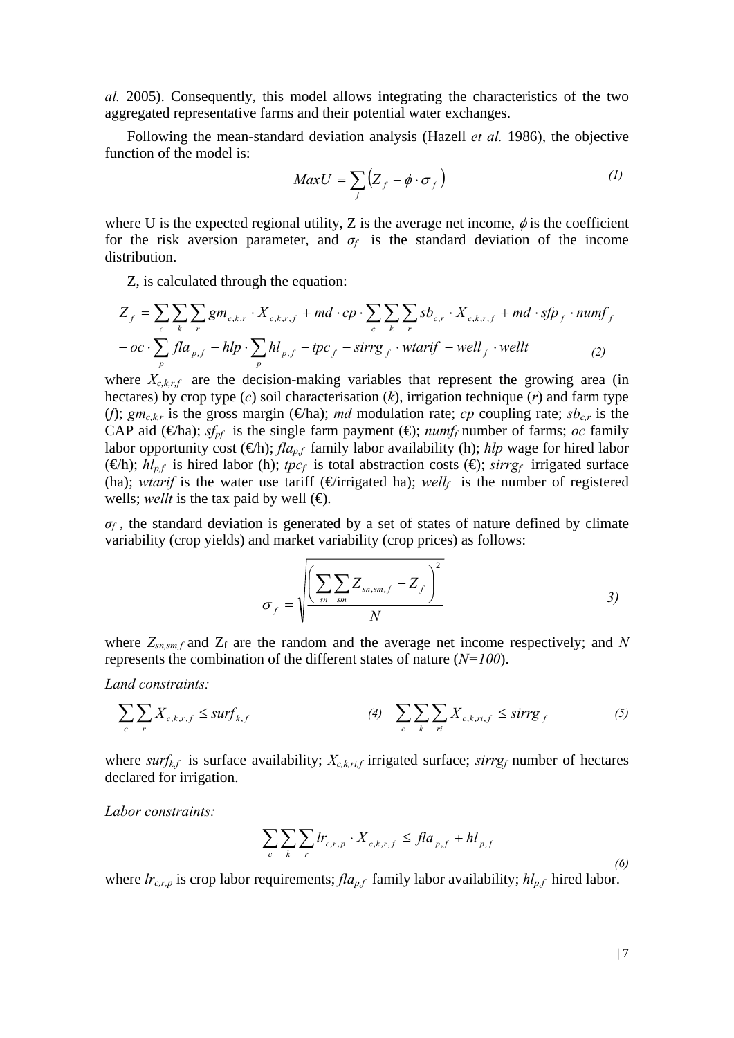*al.* 2005). Consequently, this model allows integrating the characteristics of the two aggregated representative farms and their potential water exchanges.

Following the mean-standard deviation analysis (Hazell *et al.* 1986), the objective function of the model is:

$$MaxU = \sum_f \left( Z_f - \phi \cdot \sigma_f \right) \tag{1}$$

where U is the expected regional utility, Z is the average net income, $\phi$ is the coefficient for the risk aversion parameter, and $\sigma_f$ is the standard deviation of the income distribution.

Z, is calculated through the equation:

$$\begin{aligned} Z_f = & \sum_c \sum_k \sum_r gm_{c,k,r} \cdot X_{c,k,r,f} + md \cdot cp \cdot \sum_c \sum_k \sum_r sb_{c,r} \cdot X_{c,k,r,f} + md \cdot sfp_f \cdot numf_f \\ & - oc \cdot \sum_p fla_{p,f} - hlp \cdot \sum_p hl_{p,f} - tpc_f - sirrg_f \cdot wtarif - well_f \cdot wellt \end{aligned} \tag{2}$$

where $X_{c,k,r,f}$ are the decision-making variables that represent the growing area (in hectares) by crop type ($c$) soil characterisation ($k$), irrigation technique ($r$) and farm type ($f$); $gm_{c,k,r}$ is the gross margin (€/ha); *md* modulation rate; *cp* coupling rate; $sb_{c,r}$ is the CAP aid (€/ha); $sf_{pf}$ is the single farm payment (€); $numf_f$ number of farms; *oc* family labor opportunity cost (€/h); $fla_{p,f}$ family labor availability (h); *hlp* wage for hired labor (€/h); $hl_{p,f}$ is hired labor (h); $tpc_f$ is total abstraction costs (€); $sirrg_f$ irrigated surface (ha); *wtarif* is the water use tariff (€/irrigated ha); $well_f$ is the number of registered wells; *wellt* is the tax paid by well (€).

$\sigma_f$, the standard deviation is generated by a set of states of nature defined by climate variability (crop yields) and market variability (crop prices) as follows:

$$\sigma_f = \sqrt{\frac{\left( \sum_{sn} \sum_{sm} Z_{sn,sm,f} - Z_f \right)^2}{N}} \tag{3}$$

where $Z_{sn,sm,f}$ and $Z_f$ are the random and the average net income respectively; and $N$ represents the combination of the different states of nature ($N=100$).

*Land constraints:*

$$\sum_c \sum_r X_{c,k,r,f} \leq surf_{k,f} \tag{4}$$

$$\sum_c \sum_k \sum_{ri} X_{c,k,ri,f} \leq sirrg_f \tag{5}$$

where $surf_{k,f}$ is surface availability; $X_{c,k,ri,f}$ irrigated surface; $sirrg_f$ number of hectares declared for irrigation.

*Labor constraints:*

$$\sum_c \sum_k \sum_r lr_{c,r,p} \cdot X_{c,k,r,f} \leq fla_{p,f} + hl_{p,f} \tag{6}$$

where $lr_{c,r,p}$ is crop labor requirements; $fla_{p,f}$ family labor availability; $hl_{p,f}$ hired labor.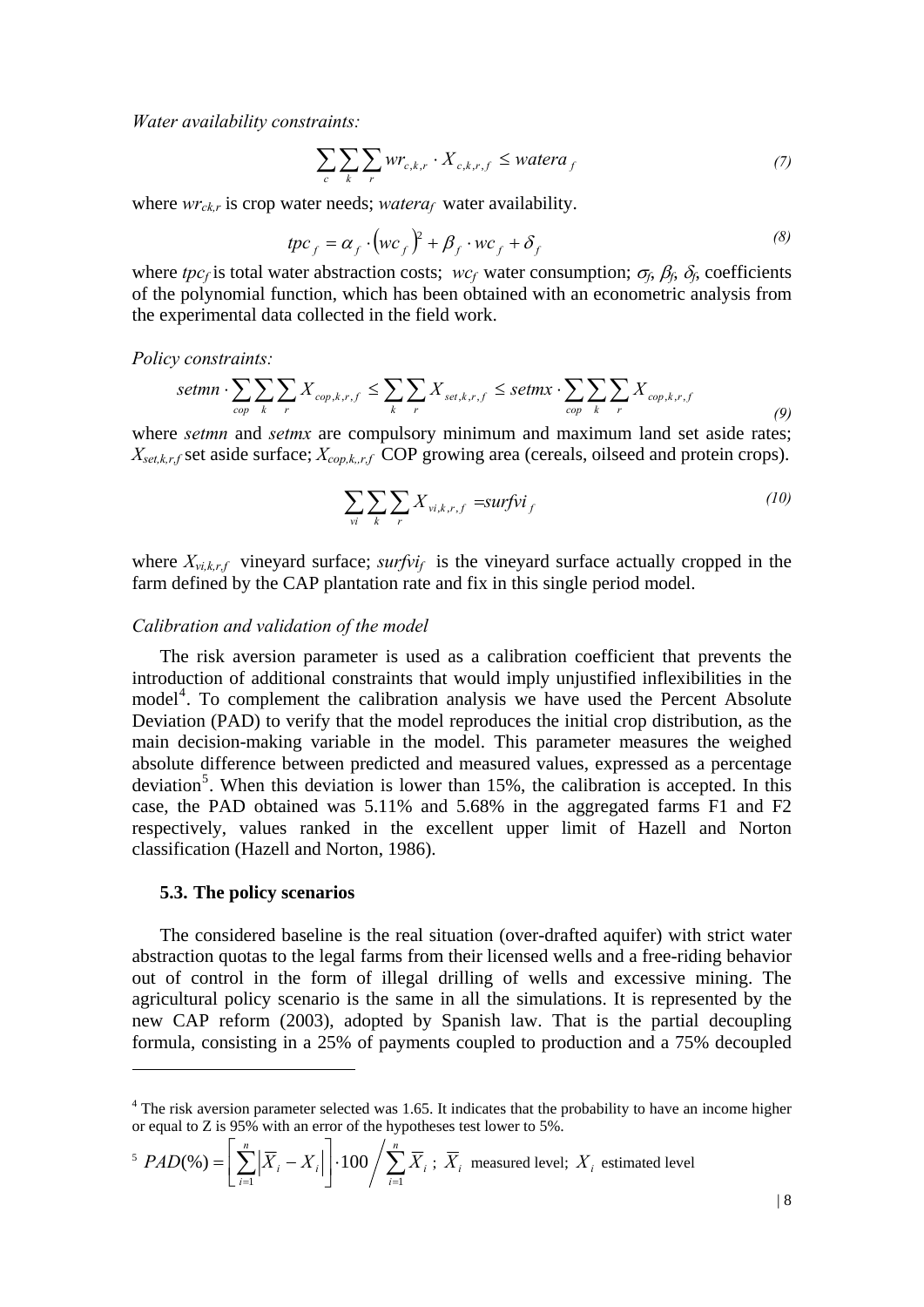*Water availability constraints:*

$$\sum_{c}\sum_{k}\sum_{r} wr_{c,k,r} \cdot X_{c,k,r,f} \leq watera_{f} \tag{7}$$

where $wr_{ck,r}$ is crop water needs; $watera_f$ water availability.

$$tpc_{f} = \alpha_{f} \cdot \left(wc_{f}\right)^{2} + \beta_{f} \cdot wc_{f} + \delta_{f} \tag{8}$$

where $tpc_f$ is total water abstraction costs; $wc_f$ water consumption; $\sigma_f$, $\beta_f$, $\delta_f$, coefficients of the polynomial function, which has been obtained with an econometric analysis from the experimental data collected in the field work.

*Policy constraints:*

$$setmn \cdot \sum_{cop}\sum_{k}\sum_{r} X_{cop,k,r,f} \leq \sum_{k}\sum_{r} X_{set,k,r,f} \leq setmx \cdot \sum_{cop}\sum_{k}\sum_{r} X_{cop,k,r,f} \tag{9}$$

where *setmn* and *setmx* are compulsory minimum and maximum land set aside rates; $X_{set,k,r,f}$ set aside surface; $X_{cop,k,,r,f}$ COP growing area (cereals, oilseed and protein crops).

$$\sum_{vi}\sum_{k}\sum_{r} X_{vi,k,r,f} = surfvi_{f} \tag{10}$$

where $X_{vi,k,r,f}$ vineyard surface; $surfvi_f$ is the vineyard surface actually cropped in the farm defined by the CAP plantation rate and fix in this single period model.

*Calibration and validation of the model*

The risk aversion parameter is used as a calibration coefficient that prevents the introduction of additional constraints that would imply unjustified inflexibilities in the model[4]. To complement the calibration analysis we have used the Percent Absolute Deviation (PAD) to verify that the model reproduces the initial crop distribution, as the main decision-making variable in the model. This parameter measures the weighed absolute difference between predicted and measured values, expressed as a percentage deviation[5]. When this deviation is lower than 15%, the calibration is accepted. In this case, the PAD obtained was 5.11% and 5.68% in the aggregated farms F1 and F2 respectively, values ranked in the excellent upper limit of Hazell and Norton classification (Hazell and Norton, 1986).

### 5.3. The policy scenarios

The considered baseline is the real situation (over-drafted aquifer) with strict water abstraction quotas to the legal farms from their licensed wells and a free-riding behavior out of control in the form of illegal drilling of wells and excessive mining. The agricultural policy scenario is the same in all the simulations. It is represented by the new CAP reform (2003), adopted by Spanish law. That is the partial decoupling formula, consisting in a 25% of payments coupled to production and a 75% decoupled

---

[4] The risk aversion parameter selected was 1.65. It indicates that the probability to have an income higher or equal to Z is 95% with an error of the hypotheses test lower to 5%.

[5] $PAD(\%) = \left[\sum_{i=1}^{n}\left|\overline{X}_{i} - X_{i}\right|\right] \cdot 100 \Big/ \sum_{i=1}^{n}\overline{X}_{i}$ ; $\overline{X}_{i}$ measured level; $X_{i}$ estimated level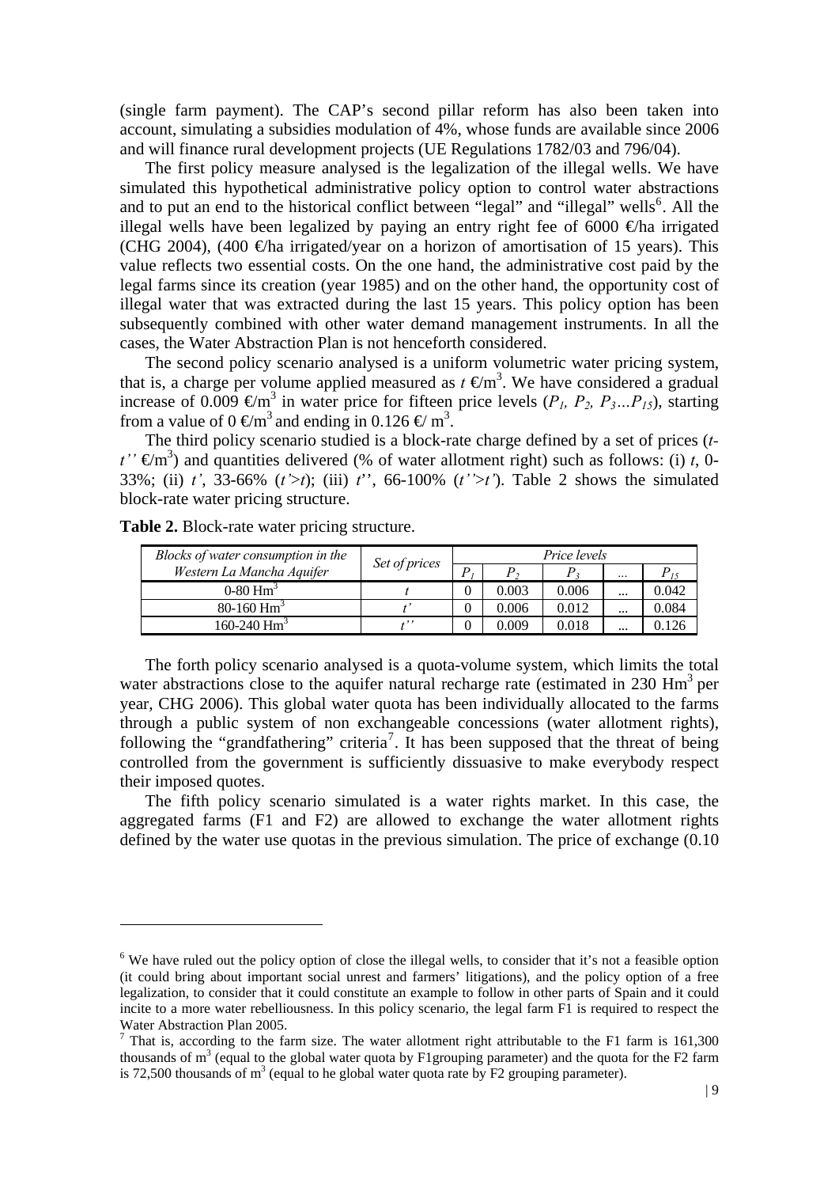(single farm payment). The CAP's second pillar reform has also been taken into account, simulating a subsidies modulation of 4%, whose funds are available since 2006 and will finance rural development projects (UE Regulations 1782/03 and 796/04).

The first policy measure analysed is the legalization of the illegal wells. We have simulated this hypothetical administrative policy option to control water abstractions and to put an end to the historical conflict between "legal" and "illegal" wells[6]. All the illegal wells have been legalized by paying an entry right fee of 6000 €/ha irrigated (CHG 2004), (400 €/ha irrigated/year on a horizon of amortisation of 15 years). This value reflects two essential costs. On the one hand, the administrative cost paid by the legal farms since its creation (year 1985) and on the other hand, the opportunity cost of illegal water that was extracted during the last 15 years. This policy option has been subsequently combined with other water demand management instruments. In all the cases, the Water Abstraction Plan is not henceforth considered.

The second policy scenario analysed is a uniform volumetric water pricing system, that is, a charge per volume applied measured as $t$ €/m$^3$. We have considered a gradual increase of 0.009 €/m$^3$ in water price for fifteen price levels ($P_1$, $P_2$, $P_3$…$P_{15}$), starting from a value of 0 €/m$^3$ and ending in 0.126 €/ m$^3$.

The third policy scenario studied is a block-rate charge defined by a set of prices ($t$-$t''$ €/m$^3$) and quantities delivered (% of water allotment right) such as follows: (i) $t$, 0-33%; (ii) $t'$, 33-66% ($t'>t$); (iii) $t''$, 66-100% ($t''>t'$). Table 2 shows the simulated block-rate water pricing structure.

**Table 2.** Block-rate water pricing structure.

| *Blocks of water consumption in the Western La Mancha Aquifer* | *Set of prices* | *Price levels* | | | | |
|---|---|---|---|---|---|---|
| | | $P_1$ | $P_2$ | $P_3$ | … | $P_{15}$ |
| 0-80 Hm$^3$ | $t$ | 0 | 0.003 | 0.006 | … | 0.042 |
| 80-160 Hm$^3$ | $t'$ | 0 | 0.006 | 0.012 | … | 0.084 |
| 160-240 Hm$^3$ | $t''$ | 0 | 0.009 | 0.018 | … | 0.126 |

The forth policy scenario analysed is a quota-volume system, which limits the total water abstractions close to the aquifer natural recharge rate (estimated in 230 Hm$^3$ per year, CHG 2006). This global water quota has been individually allocated to the farms through a public system of non exchangeable concessions (water allotment rights), following the "grandfathering" criteria[7]. It has been supposed that the threat of being controlled from the government is sufficiently dissuasive to make everybody respect their imposed quotes.

The fifth policy scenario simulated is a water rights market. In this case, the aggregated farms (F1 and F2) are allowed to exchange the water allotment rights defined by the water use quotas in the previous simulation. The price of exchange (0.10

---

[6] We have ruled out the policy option of close the illegal wells, to consider that it's not a feasible option (it could bring about important social unrest and farmers' litigations), and the policy option of a free legalization, to consider that it could constitute an example to follow in other parts of Spain and it could incite to a more water rebelliousness. In this policy scenario, the legal farm F1 is required to respect the Water Abstraction Plan 2005.

[7] That is, according to the farm size. The water allotment right attributable to the F1 farm is 161,300 thousands of m$^3$ (equal to the global water quota by F1grouping parameter) and the quota for the F2 farm is 72,500 thousands of m$^3$ (equal to he global water quota rate by F2 grouping parameter).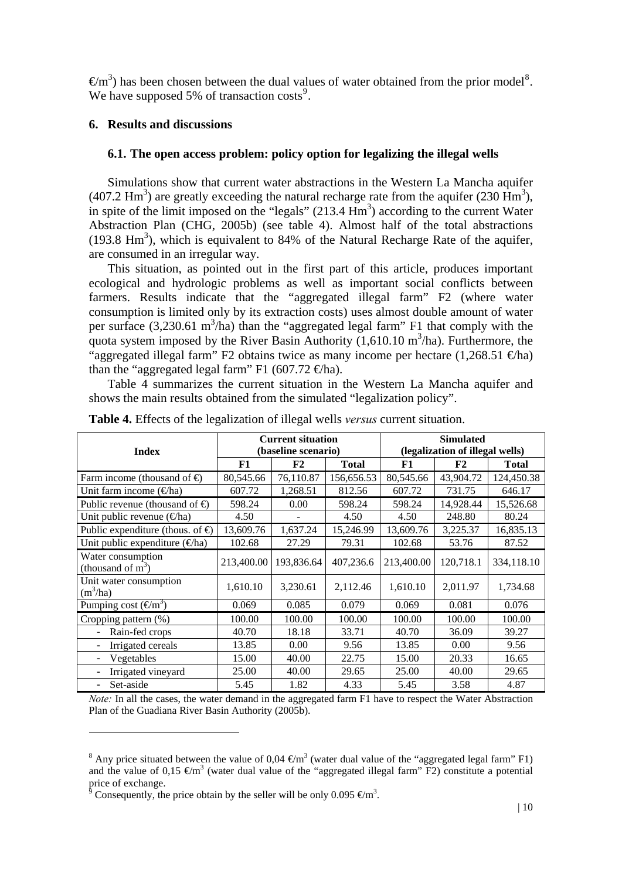€/m$^3$) has been chosen between the dual values of water obtained from the prior model[8]. We have supposed 5% of transaction costs[9].

## 6. Results and discussions

### 6.1. The open access problem: policy option for legalizing the illegal wells

Simulations show that current water abstractions in the Western La Mancha aquifer (407.2 Hm$^3$) are greatly exceeding the natural recharge rate from the aquifer (230 Hm$^3$), in spite of the limit imposed on the "legals" (213.4 Hm$^3$) according to the current Water Abstraction Plan (CHG, 2005b) (see table 4). Almost half of the total abstractions (193.8 Hm$^3$), which is equivalent to 84% of the Natural Recharge Rate of the aquifer, are consumed in an irregular way.

This situation, as pointed out in the first part of this article, produces important ecological and hydrologic problems as well as important social conflicts between farmers. Results indicate that the "aggregated illegal farm" F2 (where water consumption is limited only by its extraction costs) uses almost double amount of water per surface (3,230.61 m$^3$/ha) than the "aggregated legal farm" F1 that comply with the quota system imposed by the River Basin Authority (1,610.10 m$^3$/ha). Furthermore, the "aggregated illegal farm" F2 obtains twice as many income per hectare (1,268.51 €/ha) than the "aggregated legal farm" F1 (607.72 €/ha).

Table 4 summarizes the current situation in the Western La Mancha aquifer and shows the main results obtained from the simulated "legalization policy".

**Table 4.** Effects of the legalization of illegal wells *versus* current situation.

| Index | Current situation (baseline scenario) | | | Simulated (legalization of illegal wells) | | |
|---|---|---|---|---|---|---|
| | F1 | F2 | Total | F1 | F2 | Total |
| Farm income (thousand of €) | 80,545.66 | 76,110.87 | 156,656.53 | 80,545.66 | 43,904.72 | 124,450.38 |
| Unit farm income (€/ha) | 607.72 | 1,268.51 | 812.56 | 607.72 | 731.75 | 646.17 |
| Public revenue (thousand of €) | 598.24 | 0.00 | 598.24 | 598.24 | 14,928.44 | 15,526.68 |
| Unit public revenue (€/ha) | 4.50 | - | 4.50 | 4.50 | 248.80 | 80.24 |
| Public expenditure (thous. of €) | 13,609.76 | 1,637.24 | 15,246.99 | 13,609.76 | 3,225.37 | 16,835.13 |
| Unit public expenditure (€/ha) | 102.68 | 27.29 | 79.31 | 102.68 | 53.76 | 87.52 |
| Water consumption (thousand of m$^3$) | 213,400.00 | 193,836.64 | 407,236.6 | 213,400.00 | 120,718.1 | 334,118.10 |
| Unit water consumption (m$^3$/ha) | 1,610.10 | 3,230.61 | 2,112.46 | 1,610.10 | 2,011.97 | 1,734.68 |
| Pumping cost (€/m$^3$) | 0.069 | 0.085 | 0.079 | 0.069 | 0.081 | 0.076 |
| Cropping pattern (%) | 100.00 | 100.00 | 100.00 | 100.00 | 100.00 | 100.00 |
| - Rain-fed crops | 40.70 | 18.18 | 33.71 | 40.70 | 36.09 | 39.27 |
| - Irrigated cereals | 13.85 | 0.00 | 9.56 | 13.85 | 0.00 | 9.56 |
| - Vegetables | 15.00 | 40.00 | 22.75 | 15.00 | 20.33 | 16.65 |
| - Irrigated vineyard | 25.00 | 40.00 | 29.65 | 25.00 | 40.00 | 29.65 |
| - Set-aside | 5.45 | 1.82 | 4.33 | 5.45 | 3.58 | 4.87 |

*Note:* In all the cases, the water demand in the aggregated farm F1 have to respect the Water Abstraction Plan of the Guadiana River Basin Authority (2005b).

[8] Any price situated between the value of 0,04 €/m$^3$ (water dual value of the "aggregated legal farm" F1) and the value of 0,15 €/m$^3$ (water dual value of the "aggregated illegal farm" F2) constitute a potential price of exchange.

[9] Consequently, the price obtain by the seller will be only 0.095 €/m$^3$.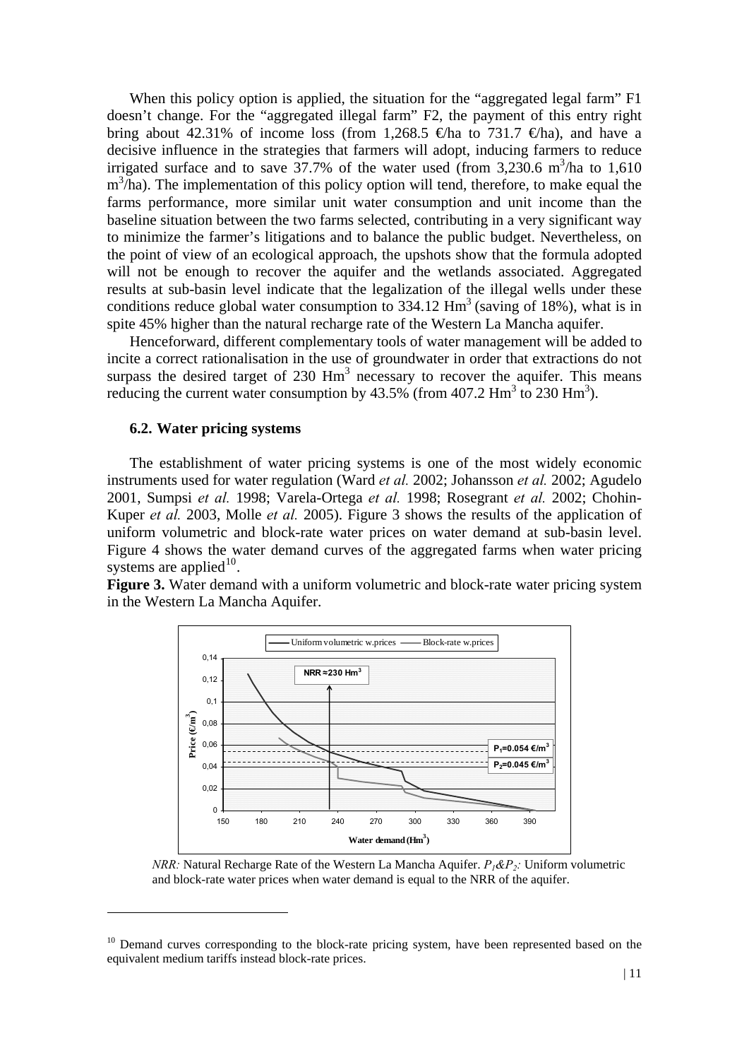When this policy option is applied, the situation for the "aggregated legal farm" F1 doesn't change. For the "aggregated illegal farm" F2, the payment of this entry right bring about 42.31% of income loss (from 1,268.5 €/ha to 731.7 €/ha), and have a decisive influence in the strategies that farmers will adopt, inducing farmers to reduce irrigated surface and to save 37.7% of the water used (from 3,230.6 $m^3$/ha to 1,610 $m^3$/ha). The implementation of this policy option will tend, therefore, to make equal the farms performance, more similar unit water consumption and unit income than the baseline situation between the two farms selected, contributing in a very significant way to minimize the farmer's litigations and to balance the public budget. Nevertheless, on the point of view of an ecological approach, the upshots show that the formula adopted will not be enough to recover the aquifer and the wetlands associated. Aggregated results at sub-basin level indicate that the legalization of the illegal wells under these conditions reduce global water consumption to 334.12 $Hm^3$ (saving of 18%), what is in spite 45% higher than the natural recharge rate of the Western La Mancha aquifer.

Henceforward, different complementary tools of water management will be added to incite a correct rationalisation in the use of groundwater in order that extractions do not surpass the desired target of 230 $Hm^3$ necessary to recover the aquifer. This means reducing the current water consumption by 43.5% (from 407.2 $Hm^3$ to 230 $Hm^3$).

### 6.2. Water pricing systems

The establishment of water pricing systems is one of the most widely economic instruments used for water regulation (Ward *et al.* 2002; Johansson *et al.* 2002; Agudelo 2001, Sumpsi *et al.* 1998; Varela-Ortega *et al.* 1998; Rosegrant *et al.* 2002; Chohin-Kuper *et al.* 2003, Molle *et al.* 2005). Figure 3 shows the results of the application of uniform volumetric and block-rate water prices on water demand at sub-basin level. Figure 4 shows the water demand curves of the aggregated farms when water pricing systems are applied[10].

**Figure 3.** Water demand with a uniform volumetric and block-rate water pricing system in the Western La Mancha Aquifer.

*NRR:* Natural Recharge Rate of the Western La Mancha Aquifer. $P_1$&$P_2$*:* Uniform volumetric and block-rate water prices when water demand is equal to the NRR of the aquifer.

[10] Demand curves corresponding to the block-rate pricing system, have been represented based on the equivalent medium tariffs instead block-rate prices.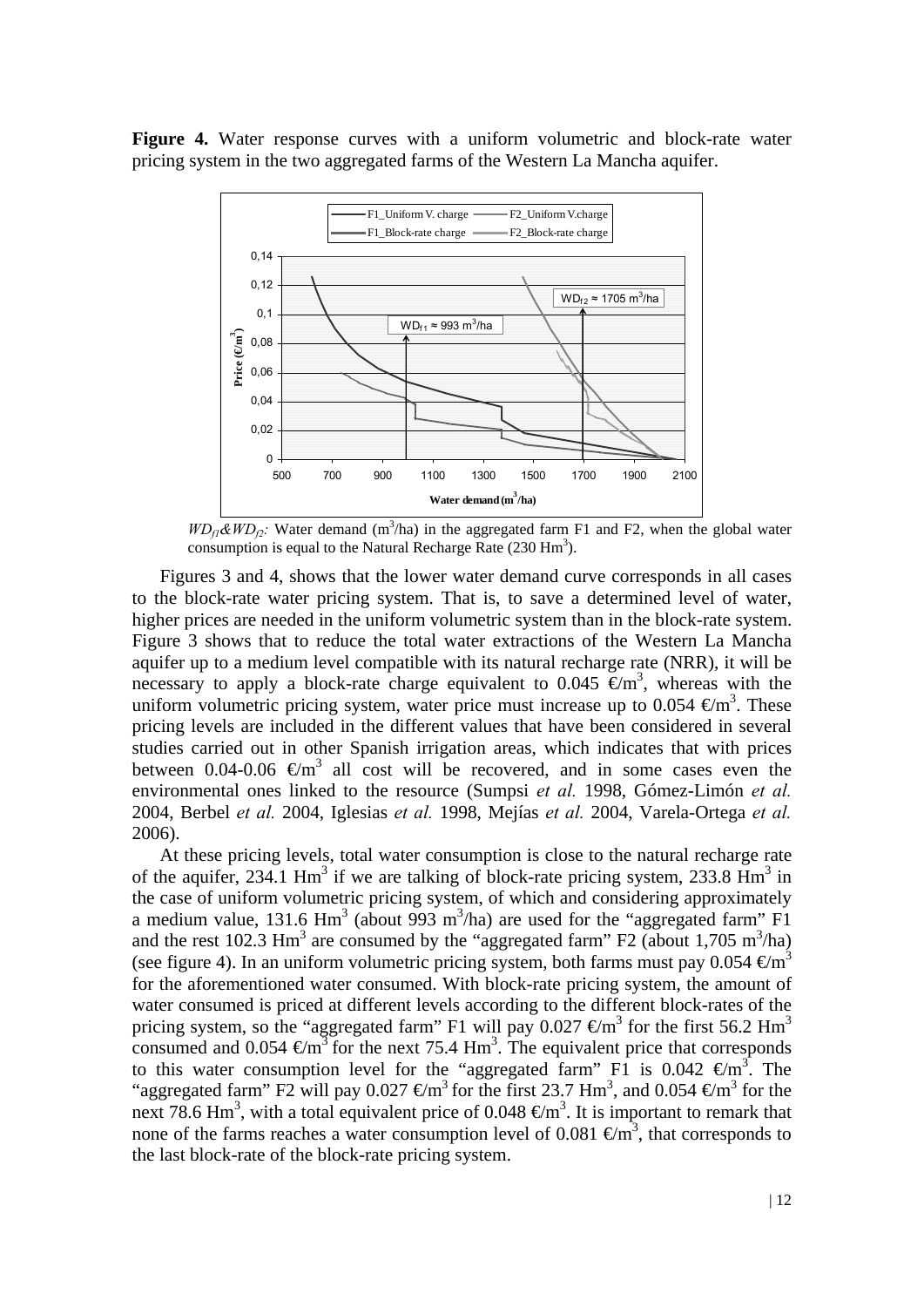**Figure 4.** Water response curves with a uniform volumetric and block-rate water pricing system in the two aggregated farms of the Western La Mancha aquifer.

$WD_{f1}$&$WD_{f2}$: Water demand ($m^3$/ha) in the aggregated farm F1 and F2, when the global water consumption is equal to the Natural Recharge Rate (230 $Hm^3$).

Figures 3 and 4, shows that the lower water demand curve corresponds in all cases to the block-rate water pricing system. That is, to save a determined level of water, higher prices are needed in the uniform volumetric system than in the block-rate system. Figure 3 shows that to reduce the total water extractions of the Western La Mancha aquifer up to a medium level compatible with its natural recharge rate (NRR), it will be necessary to apply a block-rate charge equivalent to 0.045 €/$m^3$, whereas with the uniform volumetric pricing system, water price must increase up to 0.054 €/$m^3$. These pricing levels are included in the different values that have been considered in several studies carried out in other Spanish irrigation areas, which indicates that with prices between 0.04-0.06 €/$m^3$ all cost will be recovered, and in some cases even the environmental ones linked to the resource (Sumpsi *et al.* 1998, Gómez-Limón *et al.* 2004, Berbel *et al.* 2004, Iglesias *et al.* 1998, Mejías *et al.* 2004, Varela-Ortega *et al.* 2006).

At these pricing levels, total water consumption is close to the natural recharge rate of the aquifer, 234.1 $Hm^3$ if we are talking of block-rate pricing system, 233.8 $Hm^3$ in the case of uniform volumetric pricing system, of which and considering approximately a medium value, 131.6 $Hm^3$ (about 993 $m^3$/ha) are used for the "aggregated farm" F1 and the rest 102.3 $Hm^3$ are consumed by the "aggregated farm" F2 (about 1,705 $m^3$/ha) (see figure 4). In an uniform volumetric pricing system, both farms must pay 0.054 €/$m^3$ for the aforementioned water consumed. With block-rate pricing system, the amount of water consumed is priced at different levels according to the different block-rates of the pricing system, so the "aggregated farm" F1 will pay 0.027 €/$m^3$ for the first 56.2 $Hm^3$ consumed and 0.054 €/$m^3$ for the next 75.4 $Hm^3$. The equivalent price that corresponds to this water consumption level for the "aggregated farm" F1 is 0.042 €/$m^3$. The "aggregated farm" F2 will pay 0.027 €/$m^3$ for the first 23.7 $Hm^3$, and 0.054 €/$m^3$ for the next 78.6 $Hm^3$, with a total equivalent price of 0.048 €/$m^3$. It is important to remark that none of the farms reaches a water consumption level of 0.081 €/$m^3$, that corresponds to the last block-rate of the block-rate pricing system.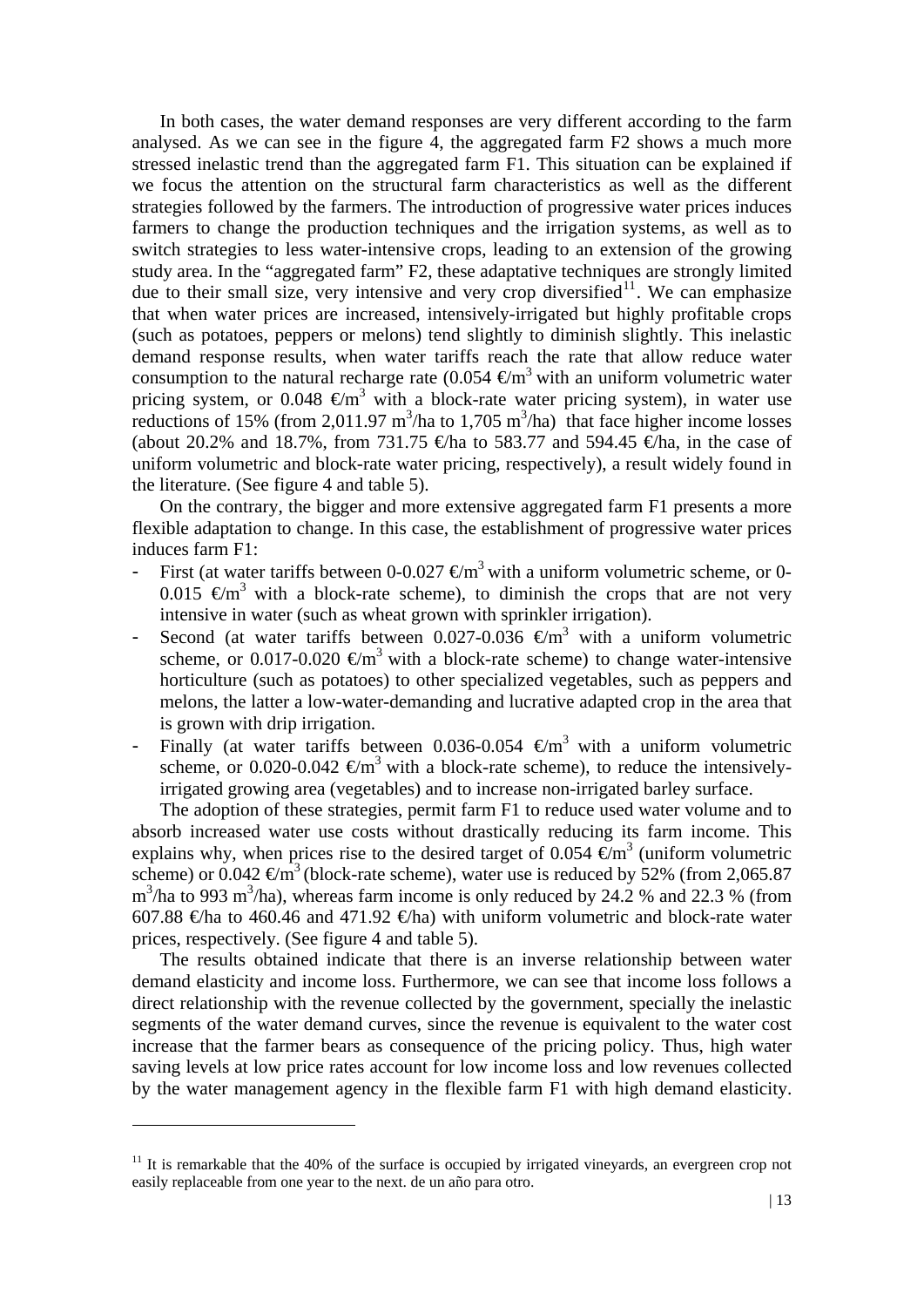In both cases, the water demand responses are very different according to the farm analysed. As we can see in the figure 4, the aggregated farm F2 shows a much more stressed inelastic trend than the aggregated farm F1. This situation can be explained if we focus the attention on the structural farm characteristics as well as the different strategies followed by the farmers. The introduction of progressive water prices induces farmers to change the production techniques and the irrigation systems, as well as to switch strategies to less water-intensive crops, leading to an extension of the growing study area. In the "aggregated farm" F2, these adaptative techniques are strongly limited due to their small size, very intensive and very crop diversified[11]. We can emphasize that when water prices are increased, intensively-irrigated but highly profitable crops (such as potatoes, peppers or melons) tend slightly to diminish slightly. This inelastic demand response results, when water tariffs reach the rate that allow reduce water consumption to the natural recharge rate (0.054 €/m$^3$ with an uniform volumetric water pricing system, or 0.048 €/m$^3$ with a block-rate water pricing system), in water use reductions of 15% (from 2,011.97 m$^3$/ha to 1,705 m$^3$/ha) that face higher income losses (about 20.2% and 18.7%, from 731.75 €/ha to 583.77 and 594.45 €/ha, in the case of uniform volumetric and block-rate water pricing, respectively), a result widely found in the literature. (See figure 4 and table 5).

On the contrary, the bigger and more extensive aggregated farm F1 presents a more flexible adaptation to change. In this case, the establishment of progressive water prices induces farm F1:

- First (at water tariffs between 0-0.027 €/m$^3$ with a uniform volumetric scheme, or 0-0.015 €/m$^3$ with a block-rate scheme), to diminish the crops that are not very intensive in water (such as wheat grown with sprinkler irrigation).
- Second (at water tariffs between 0.027-0.036 €/m$^3$ with a uniform volumetric scheme, or 0.017-0.020 €/m$^3$ with a block-rate scheme) to change water-intensive horticulture (such as potatoes) to other specialized vegetables, such as peppers and melons, the latter a low-water-demanding and lucrative adapted crop in the area that is grown with drip irrigation.
- Finally (at water tariffs between 0.036-0.054 €/m$^3$ with a uniform volumetric scheme, or 0.020-0.042 €/m$^3$ with a block-rate scheme), to reduce the intensively-irrigated growing area (vegetables) and to increase non-irrigated barley surface.

The adoption of these strategies, permit farm F1 to reduce used water volume and to absorb increased water use costs without drastically reducing its farm income. This explains why, when prices rise to the desired target of 0.054 €/m$^3$ (uniform volumetric scheme) or 0.042 €/m$^3$ (block-rate scheme), water use is reduced by 52% (from 2,065.87 m$^3$/ha to 993 m$^3$/ha), whereas farm income is only reduced by 24.2 % and 22.3 % (from 607.88 €/ha to 460.46 and 471.92 €/ha) with uniform volumetric and block-rate water prices, respectively. (See figure 4 and table 5).

The results obtained indicate that there is an inverse relationship between water demand elasticity and income loss. Furthermore, we can see that income loss follows a direct relationship with the revenue collected by the government, specially the inelastic segments of the water demand curves, since the revenue is equivalent to the water cost increase that the farmer bears as consequence of the pricing policy. Thus, high water saving levels at low price rates account for low income loss and low revenues collected by the water management agency in the flexible farm F1 with high demand elasticity.

[11] It is remarkable that the 40% of the surface is occupied by irrigated vineyards, an evergreen crop not easily replaceable from one year to the next. de un año para otro.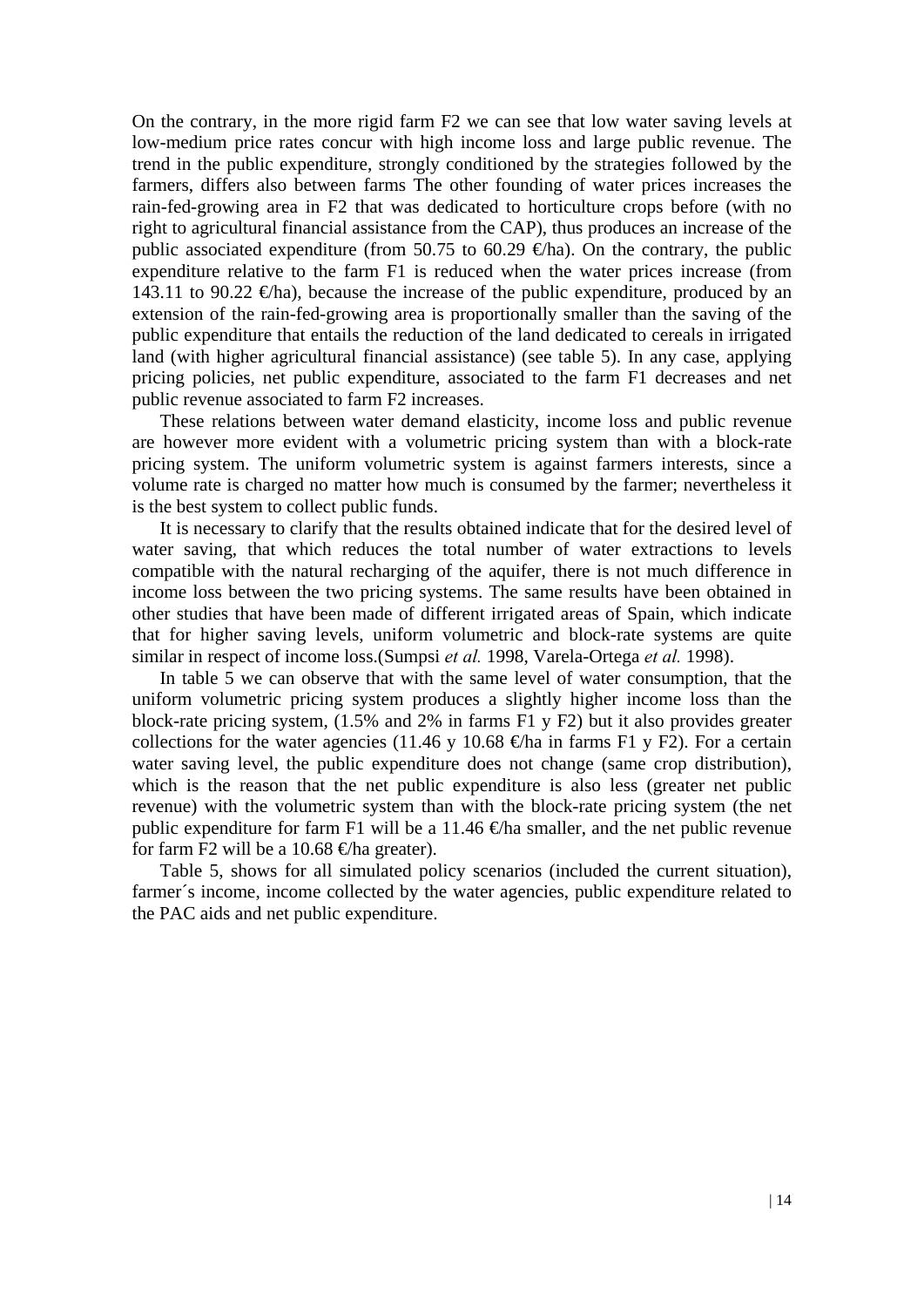On the contrary, in the more rigid farm F2 we can see that low water saving levels at low-medium price rates concur with high income loss and large public revenue. The trend in the public expenditure, strongly conditioned by the strategies followed by the farmers, differs also between farms The other founding of water prices increases the rain-fed-growing area in F2 that was dedicated to horticulture crops before (with no right to agricultural financial assistance from the CAP), thus produces an increase of the public associated expenditure (from 50.75 to 60.29 €/ha). On the contrary, the public expenditure relative to the farm F1 is reduced when the water prices increase (from 143.11 to 90.22 €/ha), because the increase of the public expenditure, produced by an extension of the rain-fed-growing area is proportionally smaller than the saving of the public expenditure that entails the reduction of the land dedicated to cereals in irrigated land (with higher agricultural financial assistance) (see table 5). In any case, applying pricing policies, net public expenditure, associated to the farm F1 decreases and net public revenue associated to farm F2 increases.

These relations between water demand elasticity, income loss and public revenue are however more evident with a volumetric pricing system than with a block-rate pricing system. The uniform volumetric system is against farmers interests, since a volume rate is charged no matter how much is consumed by the farmer; nevertheless it is the best system to collect public funds.

It is necessary to clarify that the results obtained indicate that for the desired level of water saving, that which reduces the total number of water extractions to levels compatible with the natural recharging of the aquifer, there is not much difference in income loss between the two pricing systems. The same results have been obtained in other studies that have been made of different irrigated areas of Spain, which indicate that for higher saving levels, uniform volumetric and block-rate systems are quite similar in respect of income loss.(Sumpsi *et al.* 1998, Varela-Ortega *et al.* 1998).

In table 5 we can observe that with the same level of water consumption, that the uniform volumetric pricing system produces a slightly higher income loss than the block-rate pricing system, (1.5% and 2% in farms F1 y F2) but it also provides greater collections for the water agencies (11.46 y 10.68 €/ha in farms F1 y F2). For a certain water saving level, the public expenditure does not change (same crop distribution), which is the reason that the net public expenditure is also less (greater net public revenue) with the volumetric system than with the block-rate pricing system (the net public expenditure for farm F1 will be a 11.46 €/ha smaller, and the net public revenue for farm F2 will be a 10.68 €/ha greater).

Table 5, shows for all simulated policy scenarios (included the current situation), farmer´s income, income collected by the water agencies, public expenditure related to the PAC aids and net public expenditure.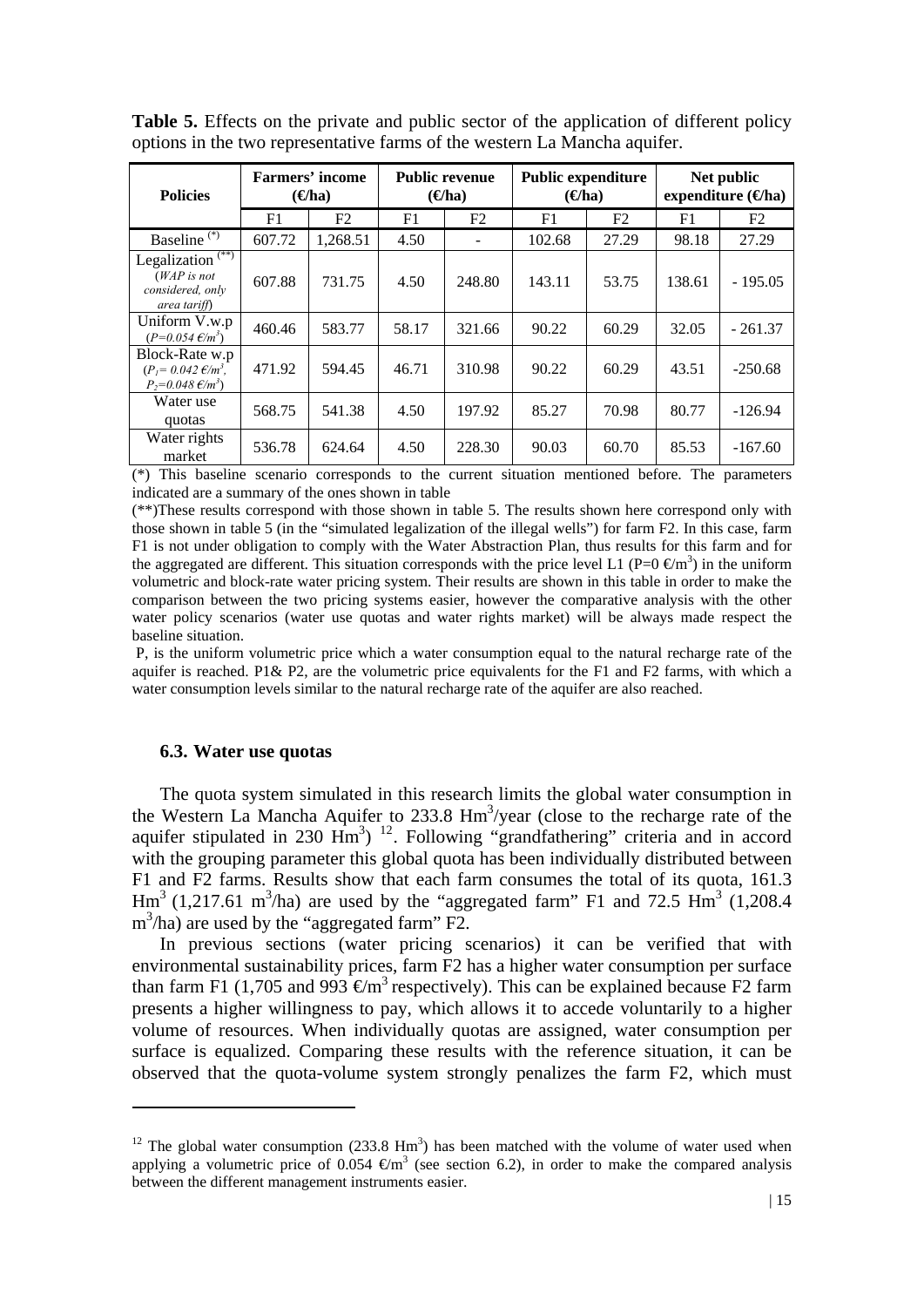**Table 5.** Effects on the private and public sector of the application of different policy options in the two representative farms of the western La Mancha aquifer.

| Policies | Farmers' income (€/ha) | | Public revenue (€/ha) | | Public expenditure (€/ha) | | Net public expenditure (€/ha) | |
|---|---|---|---|---|---|---|---|---|
| | F1 | F2 | F1 | F2 | F1 | F2 | F1 | F2 |
| Baseline (*) | 607.72 | 1,268.51 | 4.50 | - | 102.68 | 27.29 | 98.18 | 27.29 |
| Legalization (**) (*WAP is not considered, only area tariff*) | 607.88 | 731.75 | 4.50 | 248.80 | 143.11 | 53.75 | 138.61 | - 195.05 |
| Uniform V.w.p ($P=0.054$ €/$m^3$) | 460.46 | 583.77 | 58.17 | 321.66 | 90.22 | 60.29 | 32.05 | - 261.37 |
| Block-Rate w.p ($P_1= 0.042$ €/$m^3$, $P_2=0.048$ €/$m^3$) | 471.92 | 594.45 | 46.71 | 310.98 | 90.22 | 60.29 | 43.51 | -250.68 |
| Water use quotas | 568.75 | 541.38 | 4.50 | 197.92 | 85.27 | 70.98 | 80.77 | -126.94 |
| Water rights market | 536.78 | 624.64 | 4.50 | 228.30 | 90.03 | 60.70 | 85.53 | -167.60 |

(*) This baseline scenario corresponds to the current situation mentioned before. The parameters indicated are a summary of the ones shown in table

(**)These results correspond with those shown in table 5. The results shown here correspond only with those shown in table 5 (in the "simulated legalization of the illegal wells") for farm F2. In this case, farm F1 is not under obligation to comply with the Water Abstraction Plan, thus results for this farm and for the aggregated are different. This situation corresponds with the price level L1 (P=0 €/$m^3$) in the uniform volumetric and block-rate water pricing system. Their results are shown in this table in order to make the comparison between the two pricing systems easier, however the comparative analysis with the other water policy scenarios (water use quotas and water rights market) will be always made respect the baseline situation.

P, is the uniform volumetric price which a water consumption equal to the natural recharge rate of the aquifer is reached. P1& P2, are the volumetric price equivalents for the F1 and F2 farms, with which a water consumption levels similar to the natural recharge rate of the aquifer are also reached.

### 6.3. Water use quotas

The quota system simulated in this research limits the global water consumption in the Western La Mancha Aquifer to 233.8 $Hm^3$/year (close to the recharge rate of the aquifer stipulated in 230 $Hm^3$) [12]. Following "grandfathering" criteria and in accord with the grouping parameter this global quota has been individually distributed between F1 and F2 farms. Results show that each farm consumes the total of its quota, 161.3 $Hm^3$ (1,217.61 $m^3$/ha) are used by the "aggregated farm" F1 and 72.5 $Hm^3$ (1,208.4 $m^3$/ha) are used by the "aggregated farm" F2.

In previous sections (water pricing scenarios) it can be verified that with environmental sustainability prices, farm F2 has a higher water consumption per surface than farm F1 (1,705 and 993 €/$m^3$ respectively). This can be explained because F2 farm presents a higher willingness to pay, which allows it to accede voluntarily to a higher volume of resources. When individually quotas are assigned, water consumption per surface is equalized. Comparing these results with the reference situation, it can be observed that the quota-volume system strongly penalizes the farm F2, which must

[12] The global water consumption (233.8 $Hm^3$) has been matched with the volume of water used when applying a volumetric price of 0.054 €/$m^3$ (see section 6.2), in order to make the compared analysis between the different management instruments easier.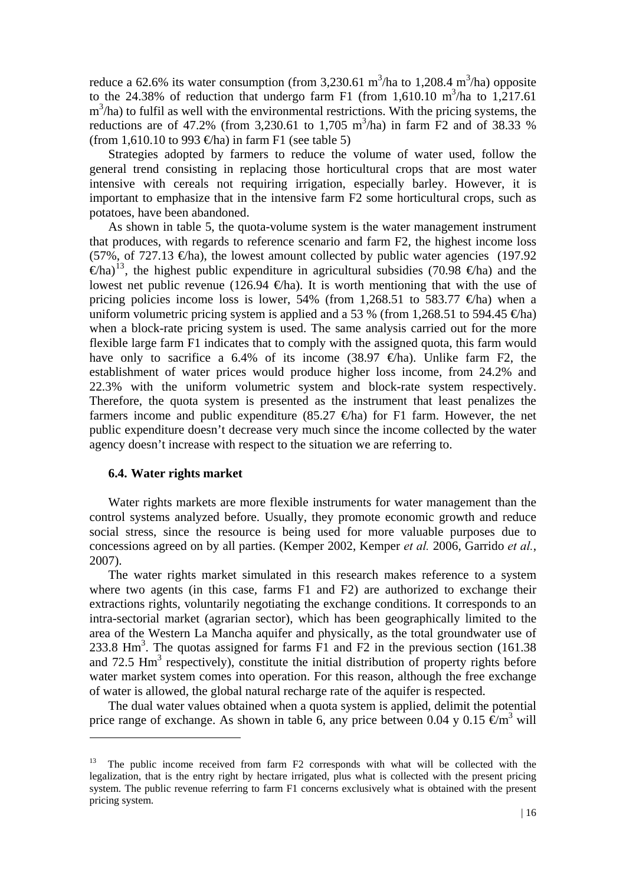reduce a 62.6% its water consumption (from 3,230.61 $m^3$/ha to 1,208.4 $m^3$/ha) opposite to the 24.38% of reduction that undergo farm F1 (from 1,610.10 $m^3$/ha to 1,217.61 $m^3$/ha) to fulfil as well with the environmental restrictions. With the pricing systems, the reductions are of 47.2% (from 3,230.61 to 1,705 $m^3$/ha) in farm F2 and of 38.33 % (from 1,610.10 to 993 €/ha) in farm F1 (see table 5)

Strategies adopted by farmers to reduce the volume of water used, follow the general trend consisting in replacing those horticultural crops that are most water intensive with cereals not requiring irrigation, especially barley. However, it is important to emphasize that in the intensive farm F2 some horticultural crops, such as potatoes, have been abandoned.

As shown in table 5, the quota-volume system is the water management instrument that produces, with regards to reference scenario and farm F2, the highest income loss (57%, of 727.13 €/ha), the lowest amount collected by public water agencies (197.92 €/ha)[13], the highest public expenditure in agricultural subsidies (70.98 €/ha) and the lowest net public revenue (126.94 €/ha). It is worth mentioning that with the use of pricing policies income loss is lower, 54% (from 1,268.51 to 583.77 €/ha) when a uniform volumetric pricing system is applied and a 53 % (from 1,268.51 to 594.45 €/ha) when a block-rate pricing system is used. The same analysis carried out for the more flexible large farm F1 indicates that to comply with the assigned quota, this farm would have only to sacrifice a 6.4% of its income (38.97 €/ha). Unlike farm F2, the establishment of water prices would produce higher loss income, from 24.2% and 22.3% with the uniform volumetric system and block-rate system respectively. Therefore, the quota system is presented as the instrument that least penalizes the farmers income and public expenditure (85.27 €/ha) for F1 farm. However, the net public expenditure doesn't decrease very much since the income collected by the water agency doesn't increase with respect to the situation we are referring to.

### 6.4. Water rights market

Water rights markets are more flexible instruments for water management than the control systems analyzed before. Usually, they promote economic growth and reduce social stress, since the resource is being used for more valuable purposes due to concessions agreed on by all parties. (Kemper 2002, Kemper *et al.* 2006, Garrido *et al.*, 2007).

The water rights market simulated in this research makes reference to a system where two agents (in this case, farms F1 and F2) are authorized to exchange their extractions rights, voluntarily negotiating the exchange conditions. It corresponds to an intra-sectorial market (agrarian sector), which has been geographically limited to the area of the Western La Mancha aquifer and physically, as the total groundwater use of 233.8 $Hm^3$. The quotas assigned for farms F1 and F2 in the previous section (161.38 and 72.5 $Hm^3$ respectively), constitute the initial distribution of property rights before water market system comes into operation. For this reason, although the free exchange of water is allowed, the global natural recharge rate of the aquifer is respected.

The dual water values obtained when a quota system is applied, delimit the potential price range of exchange. As shown in table 6, any price between 0.04 y 0.15 €/$m^3$ will

[13] The public income received from farm F2 corresponds with what will be collected with the legalization, that is the entry right by hectare irrigated, plus what is collected with the present pricing system. The public revenue referring to farm F1 concerns exclusively what is obtained with the present pricing system.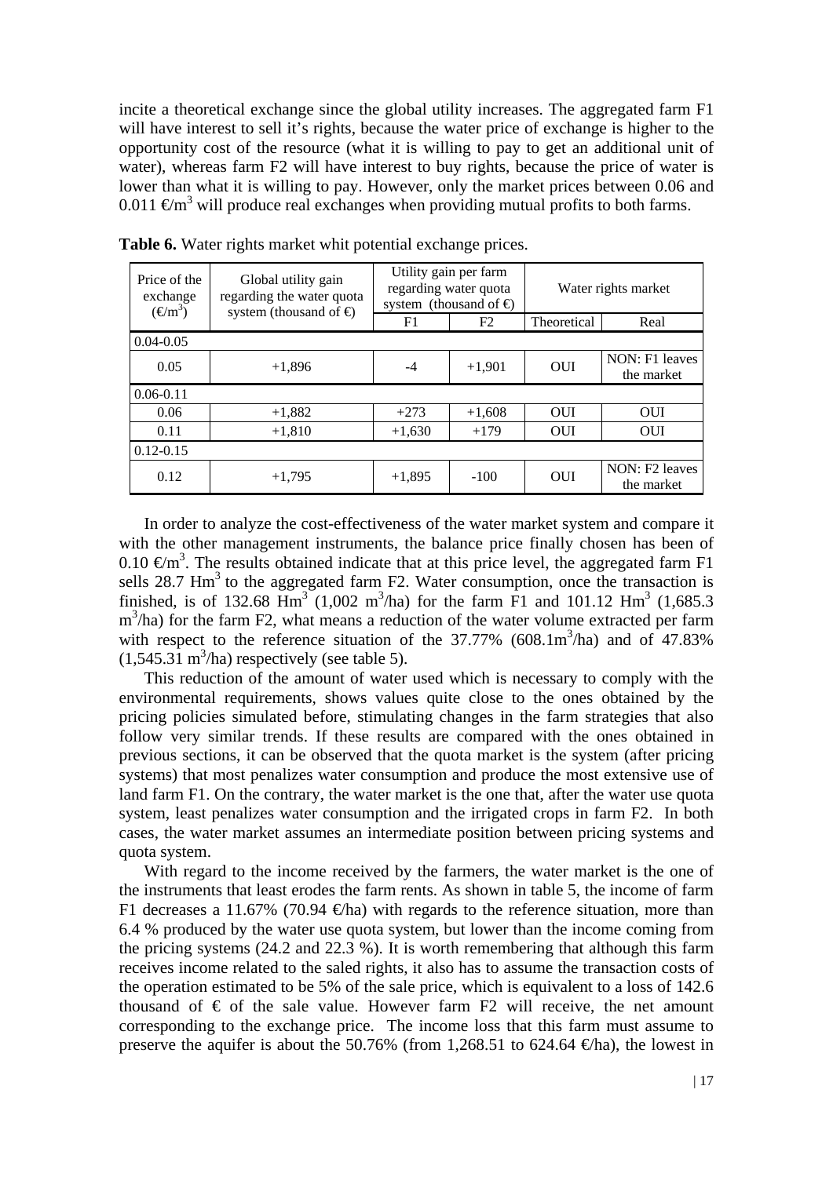incite a theoretical exchange since the global utility increases. The aggregated farm F1 will have interest to sell it's rights, because the water price of exchange is higher to the opportunity cost of the resource (what it is willing to pay to get an additional unit of water), whereas farm F2 will have interest to buy rights, because the price of water is lower than what it is willing to pay. However, only the market prices between 0.06 and 0.011 €/m$^3$ will produce real exchanges when providing mutual profits to both farms.

**Table 6.** Water rights market whit potential exchange prices.

| Price of the exchange (€/m$^3$) | Global utility gain regarding the water quota system (thousand of €) | Utility gain per farm regarding water quota system (thousand of €) | | Water rights market | |
|---|---|---|---|---|---|
| | | F1 | F2 | Theoretical | Real |
| 0.04-0.05 | | | | | |
| 0.05 | +1,896 | -4 | +1,901 | OUI | NON: F1 leaves the market |
| 0.06-0.11 | | | | | |
| 0.06 | +1,882 | +273 | +1,608 | OUI | OUI |
| 0.11 | +1,810 | +1,630 | +179 | OUI | OUI |
| 0.12-0.15 | | | | | |
| 0.12 | +1,795 | +1,895 | -100 | OUI | NON: F2 leaves the market |

In order to analyze the cost-effectiveness of the water market system and compare it with the other management instruments, the balance price finally chosen has been of 0.10 €/m$^3$. The results obtained indicate that at this price level, the aggregated farm F1 sells 28.7 Hm$^3$ to the aggregated farm F2. Water consumption, once the transaction is finished, is of 132.68 Hm$^3$ (1,002 m$^3$/ha) for the farm F1 and 101.12 Hm$^3$ (1,685.3 m$^3$/ha) for the farm F2, what means a reduction of the water volume extracted per farm with respect to the reference situation of the 37.77% (608.1m$^3$/ha) and of 47.83% (1,545.31 m$^3$/ha) respectively (see table 5).

This reduction of the amount of water used which is necessary to comply with the environmental requirements, shows values quite close to the ones obtained by the pricing policies simulated before, stimulating changes in the farm strategies that also follow very similar trends. If these results are compared with the ones obtained in previous sections, it can be observed that the quota market is the system (after pricing systems) that most penalizes water consumption and produce the most extensive use of land farm F1. On the contrary, the water market is the one that, after the water use quota system, least penalizes water consumption and the irrigated crops in farm F2. In both cases, the water market assumes an intermediate position between pricing systems and quota system.

With regard to the income received by the farmers, the water market is the one of the instruments that least erodes the farm rents. As shown in table 5, the income of farm F1 decreases a 11.67% (70.94 €/ha) with regards to the reference situation, more than 6.4 % produced by the water use quota system, but lower than the income coming from the pricing systems (24.2 and 22.3 %). It is worth remembering that although this farm receives income related to the saled rights, it also has to assume the transaction costs of the operation estimated to be 5% of the sale price, which is equivalent to a loss of 142.6 thousand of € of the sale value. However farm F2 will receive, the net amount corresponding to the exchange price. The income loss that this farm must assume to preserve the aquifer is about the 50.76% (from 1,268.51 to 624.64 €/ha), the lowest in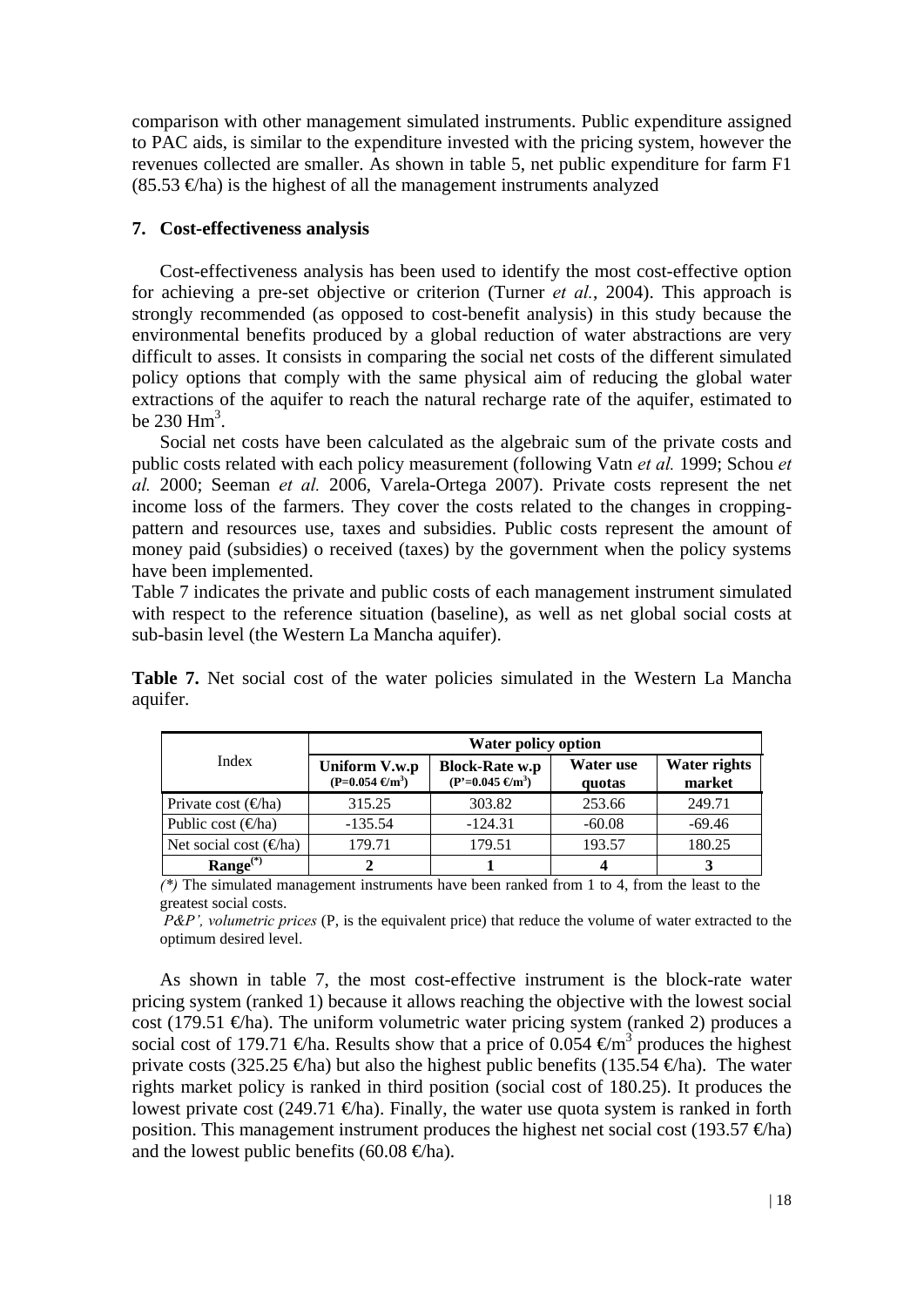comparison with other management simulated instruments. Public expenditure assigned to PAC aids, is similar to the expenditure invested with the pricing system, however the revenues collected are smaller. As shown in table 5, net public expenditure for farm F1 (85.53 €/ha) is the highest of all the management instruments analyzed

## 7. Cost-effectiveness analysis

Cost-effectiveness analysis has been used to identify the most cost-effective option for achieving a pre-set objective or criterion (Turner *et al.*, 2004). This approach is strongly recommended (as opposed to cost-benefit analysis) in this study because the environmental benefits produced by a global reduction of water abstractions are very difficult to asses. It consists in comparing the social net costs of the different simulated policy options that comply with the same physical aim of reducing the global water extractions of the aquifer to reach the natural recharge rate of the aquifer, estimated to be 230 $Hm^3$.

Social net costs have been calculated as the algebraic sum of the private costs and public costs related with each policy measurement (following Vatn *et al.* 1999; Schou *et al.* 2000; Seeman *et al.* 2006, Varela-Ortega 2007). Private costs represent the net income loss of the farmers. They cover the costs related to the changes in cropping-pattern and resources use, taxes and subsidies. Public costs represent the amount of money paid (subsidies) o received (taxes) by the government when the policy systems have been implemented.

Table 7 indicates the private and public costs of each management instrument simulated with respect to the reference situation (baseline), as well as net global social costs at sub-basin level (the Western La Mancha aquifer).

**Table 7.** Net social cost of the water policies simulated in the Western La Mancha aquifer.

| Index | Water policy option | | | |
|---|---|---|---|---|
| | **Uniform V.w.p** (P=0.054 €/m³) | **Block-Rate w.p** (P'=0.045 €/m³) | **Water use quotas** | **Water rights market** |
| Private cost (€/ha) | 315.25 | 303.82 | 253.66 | 249.71 |
| Public cost (€/ha) | -135.54 | -124.31 | -60.08 | -69.46 |
| Net social cost (€/ha) | 179.71 | 179.51 | 193.57 | 180.25 |
| **Range(*)** | **2** | **1** | **4** | **3** |

*(\*)* The simulated management instruments have been ranked from 1 to 4, from the least to the greatest social costs.

*P&P', volumetric prices* (P, is the equivalent price) that reduce the volume of water extracted to the optimum desired level.

As shown in table 7, the most cost-effective instrument is the block-rate water pricing system (ranked 1) because it allows reaching the objective with the lowest social cost (179.51 €/ha). The uniform volumetric water pricing system (ranked 2) produces a social cost of 179.71 €/ha. Results show that a price of 0.054 €/m³ produces the highest private costs (325.25 €/ha) but also the highest public benefits (135.54 €/ha). The water rights market policy is ranked in third position (social cost of 180.25). It produces the lowest private cost (249.71 €/ha). Finally, the water use quota system is ranked in forth position. This management instrument produces the highest net social cost (193.57 €/ha) and the lowest public benefits (60.08 €/ha).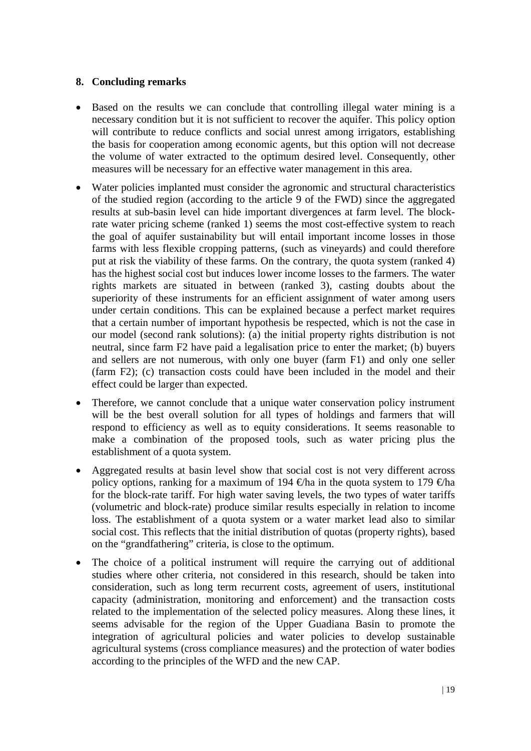## 8. Concluding remarks

- Based on the results we can conclude that controlling illegal water mining is a necessary condition but it is not sufficient to recover the aquifer. This policy option will contribute to reduce conflicts and social unrest among irrigators, establishing the basis for cooperation among economic agents, but this option will not decrease the volume of water extracted to the optimum desired level. Consequently, other measures will be necessary for an effective water management in this area.
- Water policies implanted must consider the agronomic and structural characteristics of the studied region (according to the article 9 of the FWD) since the aggregated results at sub-basin level can hide important divergences at farm level. The block-rate water pricing scheme (ranked 1) seems the most cost-effective system to reach the goal of aquifer sustainability but will entail important income losses in those farms with less flexible cropping patterns, (such as vineyards) and could therefore put at risk the viability of these farms. On the contrary, the quota system (ranked 4) has the highest social cost but induces lower income losses to the farmers. The water rights markets are situated in between (ranked 3), casting doubts about the superiority of these instruments for an efficient assignment of water among users under certain conditions. This can be explained because a perfect market requires that a certain number of important hypothesis be respected, which is not the case in our model (second rank solutions): (a) the initial property rights distribution is not neutral, since farm F2 have paid a legalisation price to enter the market; (b) buyers and sellers are not numerous, with only one buyer (farm F1) and only one seller (farm F2); (c) transaction costs could have been included in the model and their effect could be larger than expected.
- Therefore, we cannot conclude that a unique water conservation policy instrument will be the best overall solution for all types of holdings and farmers that will respond to efficiency as well as to equity considerations. It seems reasonable to make a combination of the proposed tools, such as water pricing plus the establishment of a quota system.
- Aggregated results at basin level show that social cost is not very different across policy options, ranking for a maximum of 194 €/ha in the quota system to 179 €/ha for the block-rate tariff. For high water saving levels, the two types of water tariffs (volumetric and block-rate) produce similar results especially in relation to income loss. The establishment of a quota system or a water market lead also to similar social cost. This reflects that the initial distribution of quotas (property rights), based on the "grandfathering" criteria, is close to the optimum.
- The choice of a political instrument will require the carrying out of additional studies where other criteria, not considered in this research, should be taken into consideration, such as long term recurrent costs, agreement of users, institutional capacity (administration, monitoring and enforcement) and the transaction costs related to the implementation of the selected policy measures. Along these lines, it seems advisable for the region of the Upper Guadiana Basin to promote the integration of agricultural policies and water policies to develop sustainable agricultural systems (cross compliance measures) and the protection of water bodies according to the principles of the WFD and the new CAP.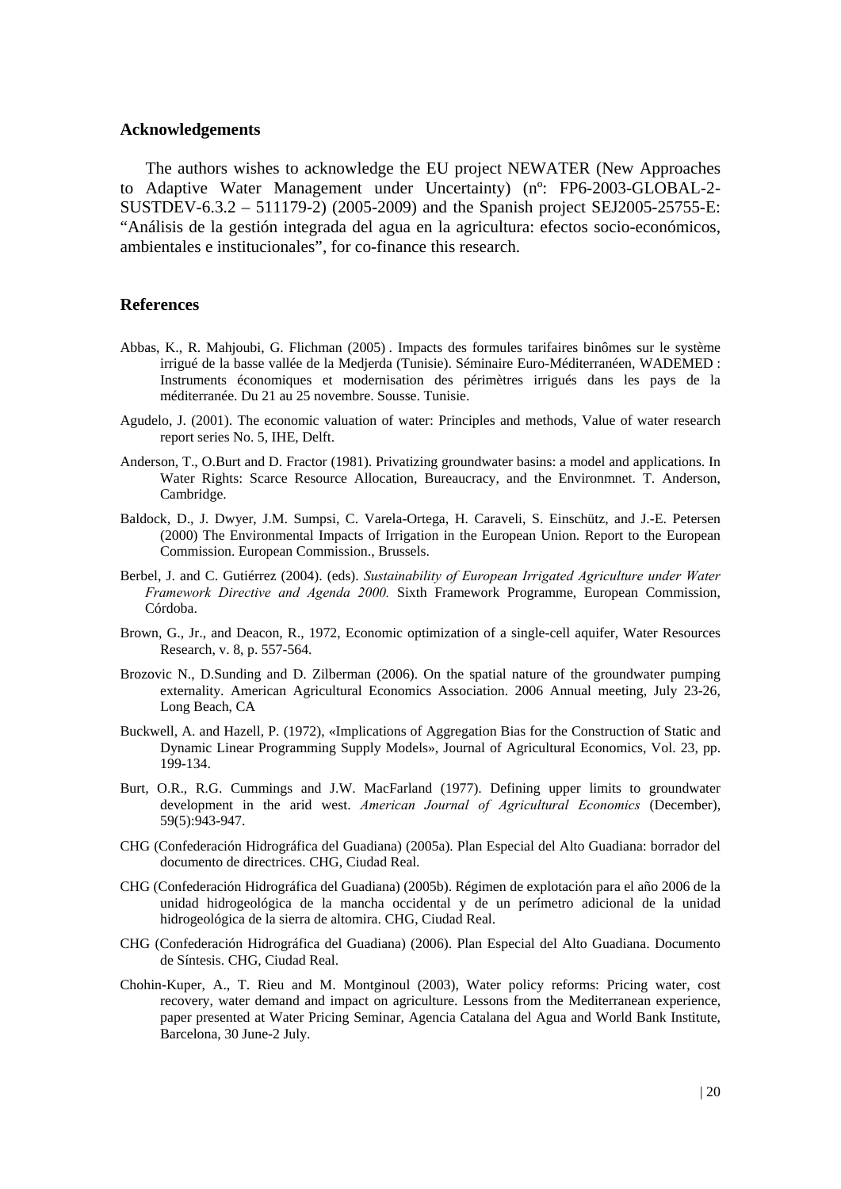## Acknowledgements

The authors wishes to acknowledge the EU project NEWATER (New Approaches to Adaptive Water Management under Uncertainty) (nº: FP6-2003-GLOBAL-2-SUSTDEV-6.3.2 – 511179-2) (2005-2009) and the Spanish project SEJ2005-25755-E: "Análisis de la gestión integrada del agua en la agricultura: efectos socio-económicos, ambientales e institucionales", for co-finance this research.

## References

Abbas, K., R. Mahjoubi, G. Flichman (2005) . Impacts des formules tarifaires binômes sur le système irrigué de la basse vallée de la Medjerda (Tunisie). Séminaire Euro-Méditerranéen, WADEMED : Instruments économiques et modernisation des périmètres irrigués dans les pays de la méditerranée. Du 21 au 25 novembre. Sousse. Tunisie.

Agudelo, J. (2001). The economic valuation of water: Principles and methods, Value of water research report series No. 5, IHE, Delft.

Anderson, T., O.Burt and D. Fractor (1981). Privatizing groundwater basins: a model and applications. In Water Rights: Scarce Resource Allocation, Bureaucracy, and the Environmnet. T. Anderson, Cambridge.

Baldock, D., J. Dwyer, J.M. Sumpsi, C. Varela-Ortega, H. Caraveli, S. Einschütz, and J.-E. Petersen (2000) The Environmental Impacts of Irrigation in the European Union. Report to the European Commission. European Commission., Brussels.

Berbel, J. and C. Gutiérrez (2004). (eds). *Sustainability of European Irrigated Agriculture under Water Framework Directive and Agenda 2000.* Sixth Framework Programme, European Commission, Córdoba.

Brown, G., Jr., and Deacon, R., 1972, Economic optimization of a single-cell aquifer, Water Resources Research, v. 8, p. 557-564.

Brozovic N., D.Sunding and D. Zilberman (2006). On the spatial nature of the groundwater pumping externality. American Agricultural Economics Association. 2006 Annual meeting, July 23-26, Long Beach, CA

Buckwell, A. and Hazell, P. (1972), «Implications of Aggregation Bias for the Construction of Static and Dynamic Linear Programming Supply Models», Journal of Agricultural Economics, Vol. 23, pp. 199-134.

Burt, O.R., R.G. Cummings and J.W. MacFarland (1977). Defining upper limits to groundwater development in the arid west. *American Journal of Agricultural Economics* (December), 59(5):943-947.

CHG (Confederación Hidrográfica del Guadiana) (2005a). Plan Especial del Alto Guadiana: borrador del documento de directrices. CHG, Ciudad Real.

CHG (Confederación Hidrográfica del Guadiana) (2005b). Régimen de explotación para el año 2006 de la unidad hidrogeológica de la mancha occidental y de un perímetro adicional de la unidad hidrogeológica de la sierra de altomira. CHG, Ciudad Real.

CHG (Confederación Hidrográfica del Guadiana) (2006). Plan Especial del Alto Guadiana. Documento de Síntesis. CHG, Ciudad Real.

Chohin-Kuper, A., T. Rieu and M. Montginoul (2003), Water policy reforms: Pricing water, cost recovery, water demand and impact on agriculture. Lessons from the Mediterranean experience, paper presented at Water Pricing Seminar, Agencia Catalana del Agua and World Bank Institute, Barcelona, 30 June-2 July.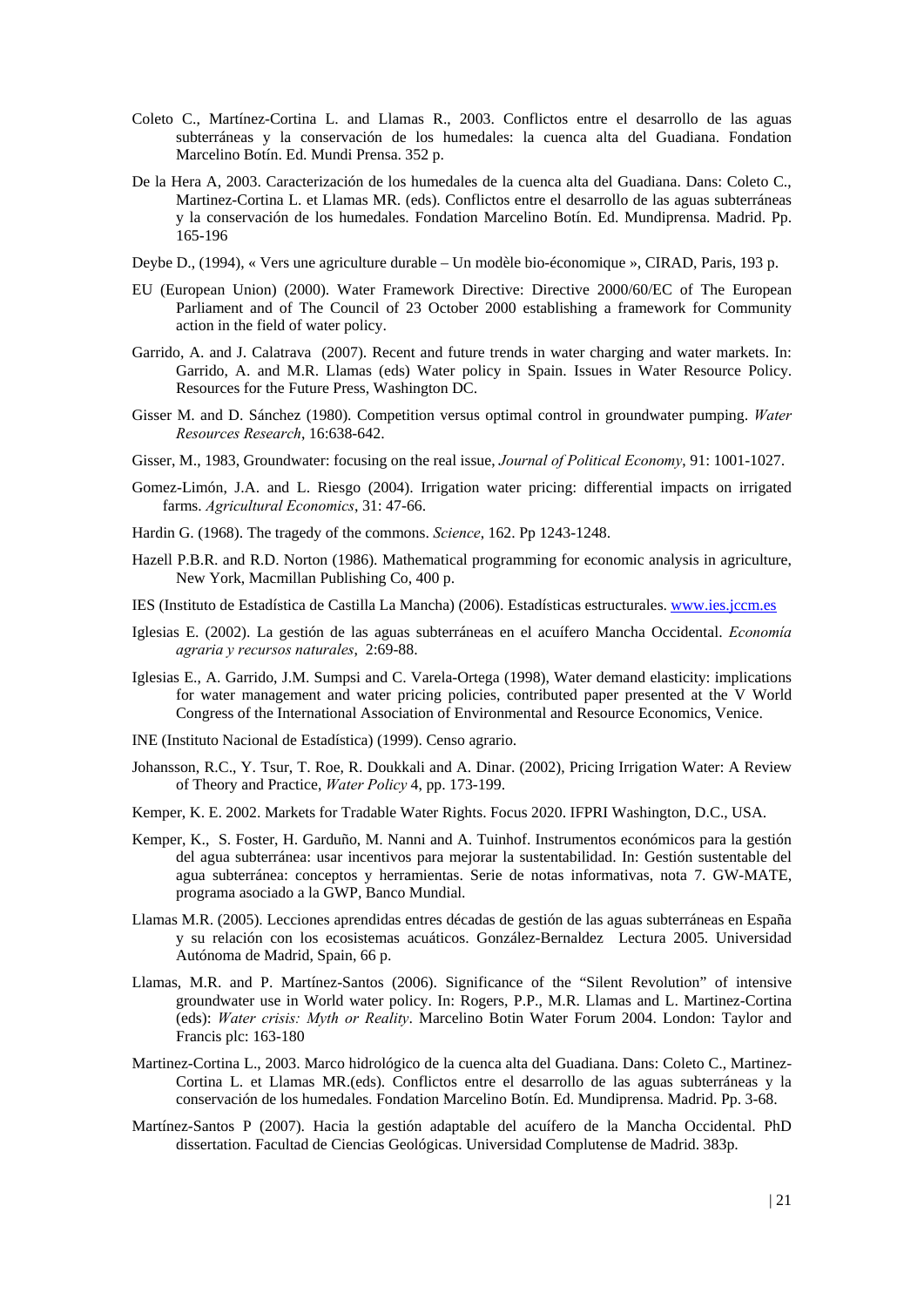Coleto C., Martínez-Cortina L. and Llamas R., 2003. Conflictos entre el desarrollo de las aguas subterráneas y la conservación de los humedales: la cuenca alta del Guadiana. Fondation Marcelino Botín. Ed. Mundi Prensa. 352 p.

De la Hera A, 2003. Caracterización de los humedales de la cuenca alta del Guadiana. Dans: Coleto C., Martinez-Cortina L. et Llamas MR. (eds). Conflictos entre el desarrollo de las aguas subterráneas y la conservación de los humedales. Fondation Marcelino Botín. Ed. Mundiprensa. Madrid. Pp. 165-196

Deybe D., (1994), « Vers une agriculture durable – Un modèle bio-économique », CIRAD, Paris, 193 p.

EU (European Union) (2000). Water Framework Directive: Directive 2000/60/EC of The European Parliament and of The Council of 23 October 2000 establishing a framework for Community action in the field of water policy.

Garrido, A. and J. Calatrava (2007). Recent and future trends in water charging and water markets. In: Garrido, A. and M.R. Llamas (eds) Water policy in Spain. Issues in Water Resource Policy. Resources for the Future Press, Washington DC.

Gisser M. and D. Sánchez (1980). Competition versus optimal control in groundwater pumping. *Water Resources Research*, 16:638-642.

Gisser, M., 1983, Groundwater: focusing on the real issue, *Journal of Political Economy*, 91: 1001-1027.

Gomez-Limón, J.A. and L. Riesgo (2004). Irrigation water pricing: differential impacts on irrigated farms. *Agricultural Economics*, 31: 47-66.

Hardin G. (1968). The tragedy of the commons. *Science*, 162. Pp 1243-1248.

Hazell P.B.R. and R.D. Norton (1986). Mathematical programming for economic analysis in agriculture, New York, Macmillan Publishing Co, 400 p.

IES (Instituto de Estadística de Castilla La Mancha) (2006). Estadísticas estructurales. www.ies.jccm.es

Iglesias E. (2002). La gestión de las aguas subterráneas en el acuífero Mancha Occidental. *Economía agraria y recursos naturales*, 2:69-88.

Iglesias E., A. Garrido, J.M. Sumpsi and C. Varela-Ortega (1998), Water demand elasticity: implications for water management and water pricing policies, contributed paper presented at the V World Congress of the International Association of Environmental and Resource Economics, Venice.

INE (Instituto Nacional de Estadística) (1999). Censo agrario.

Johansson, R.C., Y. Tsur, T. Roe, R. Doukkali and A. Dinar. (2002), Pricing Irrigation Water: A Review of Theory and Practice, *Water Policy* 4, pp. 173-199.

Kemper, K. E. 2002. Markets for Tradable Water Rights. Focus 2020. IFPRI Washington, D.C., USA.

Kemper, K., S. Foster, H. Garduño, M. Nanni and A. Tuinhof. Instrumentos económicos para la gestión del agua subterránea: usar incentivos para mejorar la sustentabilidad. In: Gestión sustentable del agua subterránea: conceptos y herramientas. Serie de notas informativas, nota 7. GW-MATE, programa asociado a la GWP, Banco Mundial.

Llamas M.R. (2005). Lecciones aprendidas entres décadas de gestión de las aguas subterráneas en España y su relación con los ecosistemas acuáticos. González-Bernaldez Lectura 2005. Universidad Autónoma de Madrid, Spain, 66 p.

Llamas, M.R. and P. Martínez-Santos (2006). Significance of the "Silent Revolution" of intensive groundwater use in World water policy. In: Rogers, P.P., M.R. Llamas and L. Martinez-Cortina (eds): *Water crisis: Myth or Reality*. Marcelino Botin Water Forum 2004. London: Taylor and Francis plc: 163-180

Martinez-Cortina L., 2003. Marco hidrológico de la cuenca alta del Guadiana. Dans: Coleto C., Martinez-Cortina L. et Llamas MR.(eds). Conflictos entre el desarrollo de las aguas subterráneas y la conservación de los humedales. Fondation Marcelino Botín. Ed. Mundiprensa. Madrid. Pp. 3-68.

Martínez-Santos P (2007). Hacia la gestión adaptable del acuífero de la Mancha Occidental. PhD dissertation. Facultad de Ciencias Geológicas. Universidad Complutense de Madrid. 383p.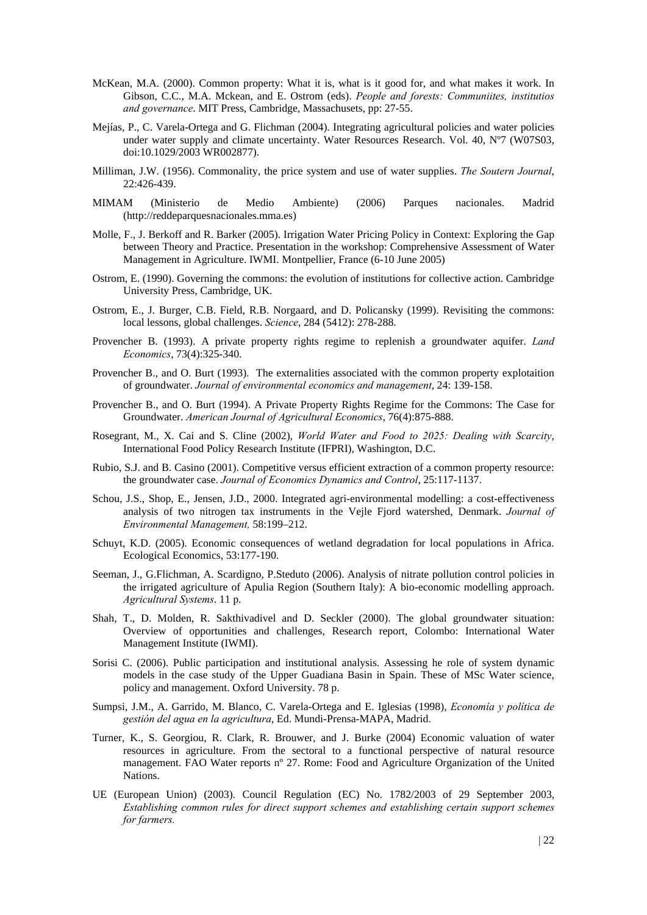McKean, M.A. (2000). Common property: What it is, what is it good for, and what makes it work. In Gibson, C.C., M.A. Mckean, and E. Ostrom (eds). *People and forests: Communiites, institutios and governance*. MIT Press, Cambridge, Massachusets, pp: 27-55.

Mejías, P., C. Varela-Ortega and G. Flichman (2004). Integrating agricultural policies and water policies under water supply and climate uncertainty. Water Resources Research. Vol. 40, Nº7 (W07S03, doi:10.1029/2003 WR002877).

Milliman, J.W. (1956). Commonality, the price system and use of water supplies. *The Soutern Journal*, 22:426-439.

MIMAM (Ministerio de Medio Ambiente) (2006) Parques nacionales. Madrid (http://reddeparquesnacionales.mma.es)

Molle, F., J. Berkoff and R. Barker (2005). Irrigation Water Pricing Policy in Context: Exploring the Gap between Theory and Practice. Presentation in the workshop: Comprehensive Assessment of Water Management in Agriculture. IWMI. Montpellier, France (6-10 June 2005)

Ostrom, E. (1990). Governing the commons: the evolution of institutions for collective action. Cambridge University Press, Cambridge, UK.

Ostrom, E., J. Burger, C.B. Field, R.B. Norgaard, and D. Policansky (1999). Revisiting the commons: local lessons, global challenges. *Science*, 284 (5412): 278-288.

Provencher B. (1993). A private property rights regime to replenish a groundwater aquifer. *Land Economics*, 73(4):325-340.

Provencher B., and O. Burt (1993). The externalities associated with the common property explotaition of groundwater. *Journal of environmental economics and management*, 24: 139-158.

Provencher B., and O. Burt (1994). A Private Property Rights Regime for the Commons: The Case for Groundwater. *American Journal of Agricultural Economics*, 76(4):875-888.

Rosegrant, M., X. Cai and S. Cline (2002), *World Water and Food to 2025: Dealing with Scarcity*, International Food Policy Research Institute (IFPRI), Washington, D.C.

Rubio, S.J. and B. Casino (2001). Competitive versus efficient extraction of a common property resource: the groundwater case. *Journal of Economics Dynamics and Control*, 25:117-1137.

Schou, J.S., Shop, E., Jensen, J.D., 2000. Integrated agri-environmental modelling: a cost-effectiveness analysis of two nitrogen tax instruments in the Vejle Fjord watershed, Denmark. *Journal of Environmental Management,* 58:199–212.

Schuyt, K.D. (2005). Economic consequences of wetland degradation for local populations in Africa. Ecological Economics, 53:177-190.

Seeman, J., G.Flichman, A. Scardigno, P.Steduto (2006). Analysis of nitrate pollution control policies in the irrigated agriculture of Apulia Region (Southern Italy): A bio-economic modelling approach. *Agricultural Systems*. 11 p.

Shah, T., D. Molden, R. Sakthivadivel and D. Seckler (2000). The global groundwater situation: Overview of opportunities and challenges, Research report, Colombo: International Water Management Institute (IWMI).

Sorisi C. (2006). Public participation and institutional analysis. Assessing he role of system dynamic models in the case study of the Upper Guadiana Basin in Spain. These of MSc Water science, policy and management. Oxford University. 78 p.

Sumpsi, J.M., A. Garrido, M. Blanco, C. Varela-Ortega and E. Iglesias (1998), *Economía y política de gestión del agua en la agricultura*, Ed. Mundi-Prensa-MAPA, Madrid.

Turner, K., S. Georgiou, R. Clark, R. Brouwer, and J. Burke (2004) Economic valuation of water resources in agriculture. From the sectoral to a functional perspective of natural resource management. FAO Water reports nº 27. Rome: Food and Agriculture Organization of the United Nations.

UE (European Union) (2003). Council Regulation (EC) No. 1782/2003 of 29 September 2003, *Establishing common rules for direct support schemes and establishing certain support schemes for farmers.*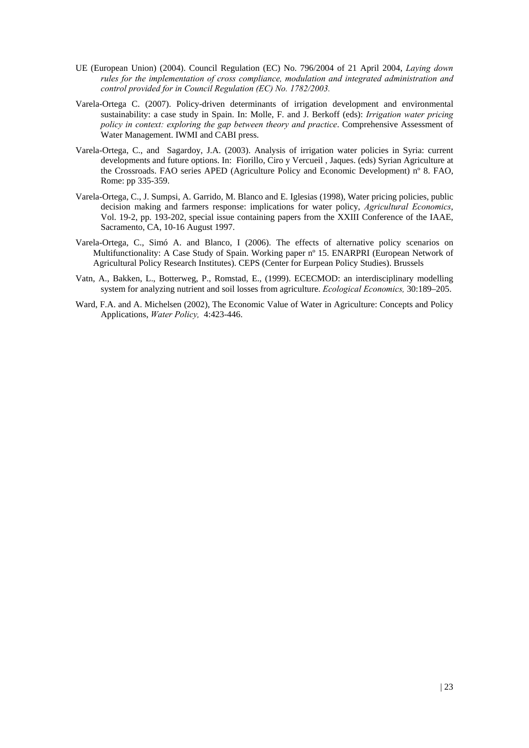UE (European Union) (2004). Council Regulation (EC) No. 796/2004 of 21 April 2004, *Laying down rules for the implementation of cross compliance, modulation and integrated administration and control provided for in Council Regulation (EC) No. 1782/2003.*

Varela-Ortega C. (2007). Policy-driven determinants of irrigation development and environmental sustainability: a case study in Spain. In: Molle, F. and J. Berkoff (eds): *Irrigation water pricing policy in context: exploring the gap between theory and practice*. Comprehensive Assessment of Water Management. IWMI and CABI press.

Varela-Ortega, C., and Sagardoy, J.A. (2003). Analysis of irrigation water policies in Syria: current developments and future options. In: Fiorillo, Ciro y Vercueil , Jaques. (eds) Syrian Agriculture at the Crossroads. FAO series APED (Agriculture Policy and Economic Development) nº 8. FAO, Rome: pp 335-359.

Varela-Ortega, C., J. Sumpsi, A. Garrido, M. Blanco and E. Iglesias (1998), Water pricing policies, public decision making and farmers response: implications for water policy, *Agricultural Economics*, Vol. 19-2, pp. 193-202, special issue containing papers from the XXIII Conference of the IAAE, Sacramento, CA, 10-16 August 1997.

Varela-Ortega, C., Simó A. and Blanco, I (2006). The effects of alternative policy scenarios on Multifunctionality: A Case Study of Spain. Working paper nº 15. ENARPRI (European Network of Agricultural Policy Research Institutes). CEPS (Center for Eurpean Policy Studies). Brussels

Vatn, A., Bakken, L., Botterweg, P., Romstad, E., (1999). ECECMOD: an interdisciplinary modelling system for analyzing nutrient and soil losses from agriculture. *Ecological Economics,* 30:189–205.

Ward, F.A. and A. Michelsen (2002), The Economic Value of Water in Agriculture: Concepts and Policy Applications, *Water Policy,* 4:423-446.